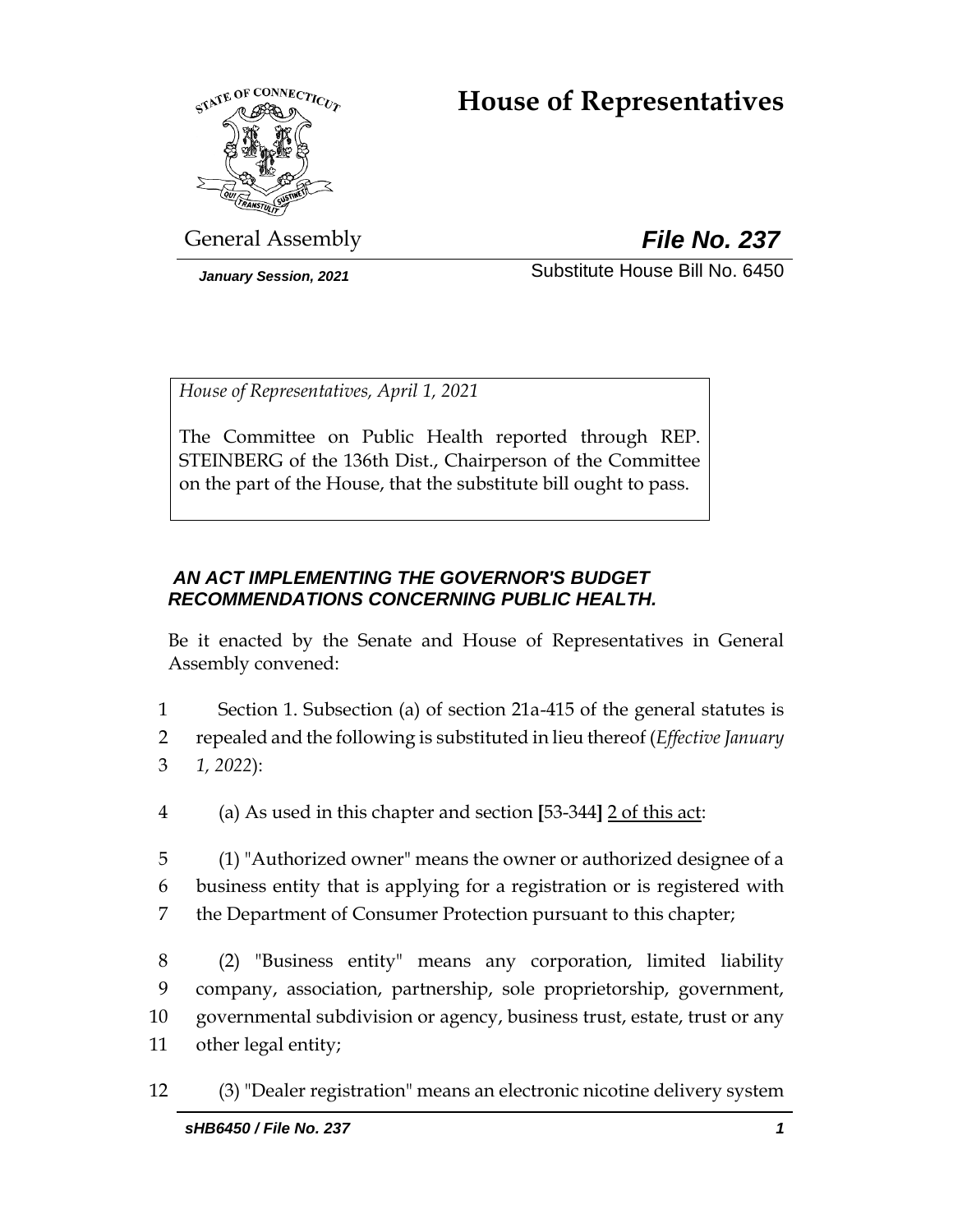# House of Representatives

General Assembly **File No. 237**

*January Session, 2021* Substitute House Bill No. 6450

*House of Representatives, April 1, 2021*

The Committee on Public Health reported through REP. STEINBERG of the 136th Dist., Chairperson of the Committee on the part of the House, that the substitute bill ought to pass.

***AN ACT IMPLEMENTING THE GOVERNOR'S BUDGET RECOMMENDATIONS CONCERNING PUBLIC HEALTH.***

Be it enacted by the Senate and House of Representatives in General Assembly convened:

1 Section 1. Subsection (a) of section 21a-415 of the general statutes is
2 repealed and the following is substituted in lieu thereof (*Effective January*
3 *1, 2022*):

4 (a) As used in this chapter and section **[**53-344**]** 2 of this act:

5 (1) "Authorized owner" means the owner or authorized designee of a
6 business entity that is applying for a registration or is registered with
7 the Department of Consumer Protection pursuant to this chapter;

8 (2) "Business entity" means any corporation, limited liability
9 company, association, partnership, sole proprietorship, government,
10 governmental subdivision or agency, business trust, estate, trust or any
11 other legal entity;

12 (3) "Dealer registration" means an electronic nicotine delivery system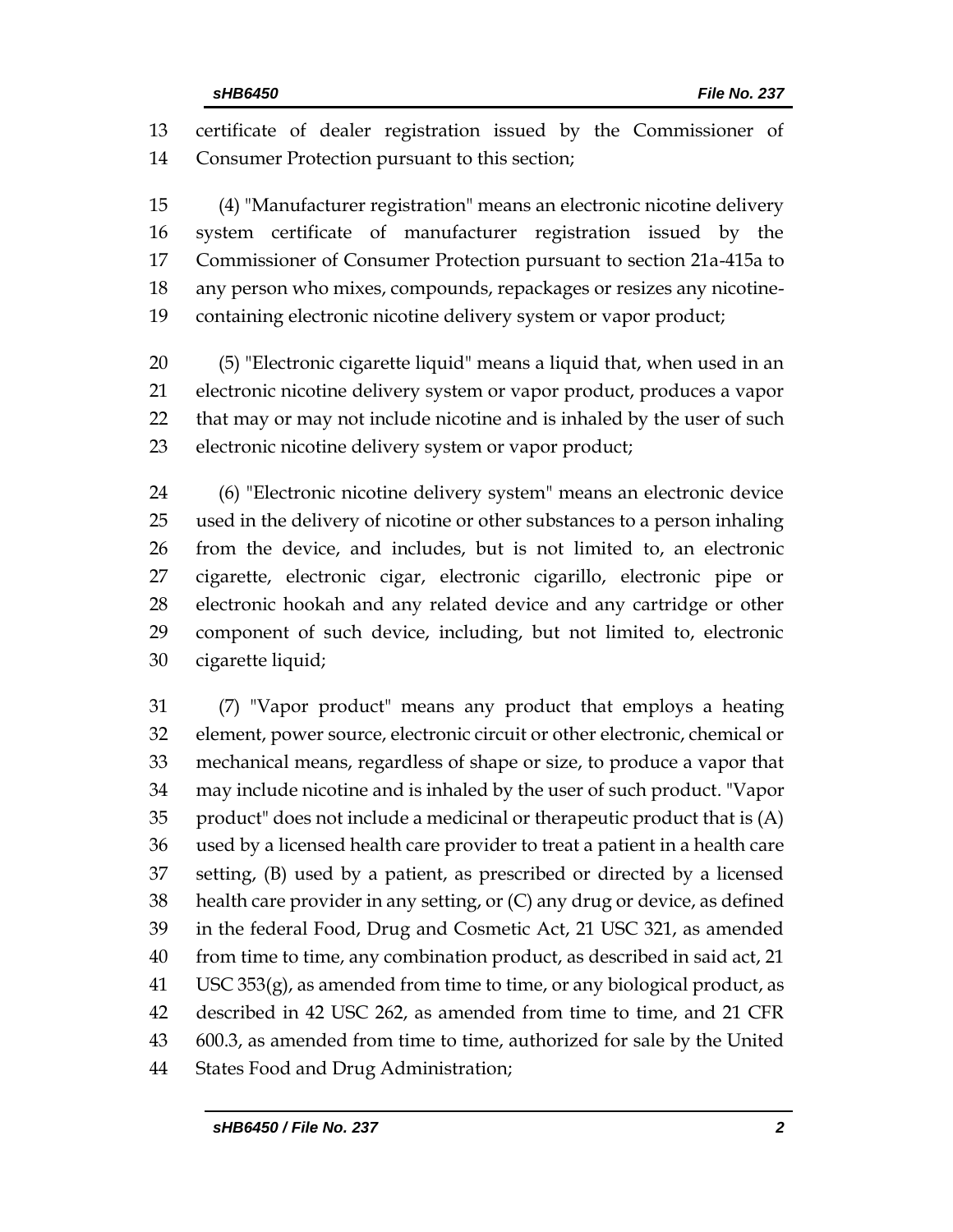certificate of dealer registration issued by the Commissioner of Consumer Protection pursuant to this section;

(4) "Manufacturer registration" means an electronic nicotine delivery system certificate of manufacturer registration issued by the Commissioner of Consumer Protection pursuant to section 21a-415a to any person who mixes, compounds, repackages or resizes any nicotine-containing electronic nicotine delivery system or vapor product;

(5) "Electronic cigarette liquid" means a liquid that, when used in an electronic nicotine delivery system or vapor product, produces a vapor that may or may not include nicotine and is inhaled by the user of such electronic nicotine delivery system or vapor product;

(6) "Electronic nicotine delivery system" means an electronic device used in the delivery of nicotine or other substances to a person inhaling from the device, and includes, but is not limited to, an electronic cigarette, electronic cigar, electronic cigarillo, electronic pipe or electronic hookah and any related device and any cartridge or other component of such device, including, but not limited to, electronic cigarette liquid;

(7) "Vapor product" means any product that employs a heating element, power source, electronic circuit or other electronic, chemical or mechanical means, regardless of shape or size, to produce a vapor that may include nicotine and is inhaled by the user of such product. "Vapor product" does not include a medicinal or therapeutic product that is (A) used by a licensed health care provider to treat a patient in a health care setting, (B) used by a patient, as prescribed or directed by a licensed health care provider in any setting, or (C) any drug or device, as defined in the federal Food, Drug and Cosmetic Act, 21 USC 321, as amended from time to time, any combination product, as described in said act, 21 USC 353(g), as amended from time to time, or any biological product, as described in 42 USC 262, as amended from time to time, and 21 CFR 600.3, as amended from time to time, authorized for sale by the United States Food and Drug Administration;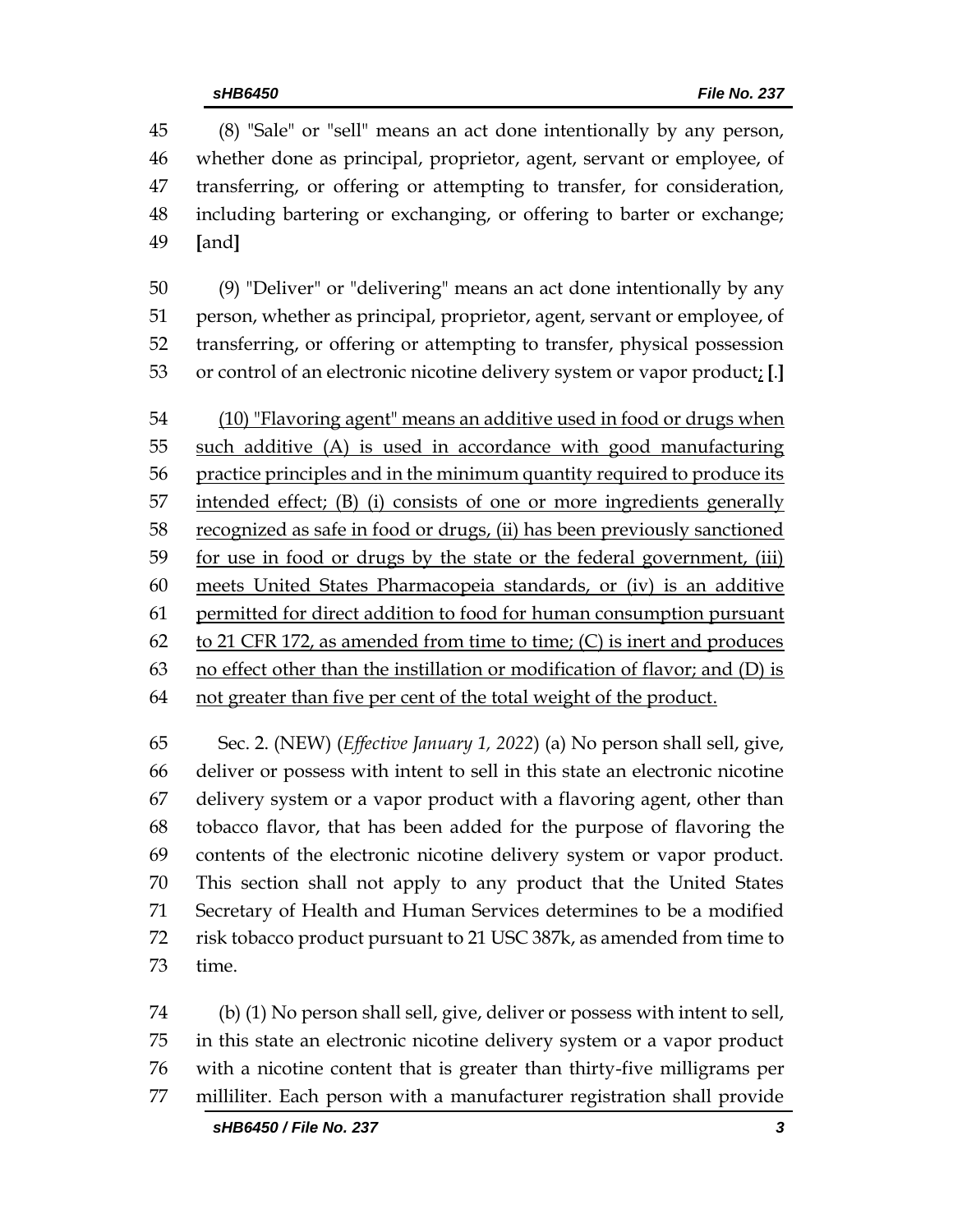(8) "Sale" or "sell" means an act done intentionally by any person, whether done as principal, proprietor, agent, servant or employee, of transferring, or offering or attempting to transfer, for consideration, including bartering or exchanging, or offering to barter or exchange; **[**and**]**

(9) "Deliver" or "delivering" means an act done intentionally by any person, whether as principal, proprietor, agent, servant or employee, of transferring, or offering or attempting to transfer, physical possession or control of an electronic nicotine delivery system or vapor product<u>;</u> **[**.**]**

<u>(10) "Flavoring agent" means an additive used in food or drugs when such additive (A) is used in accordance with good manufacturing practice principles and in the minimum quantity required to produce its intended effect; (B) (i) consists of one or more ingredients generally recognized as safe in food or drugs, (ii) has been previously sanctioned for use in food or drugs by the state or the federal government, (iii) meets United States Pharmacopeia standards, or (iv) is an additive permitted for direct addition to food for human consumption pursuant to 21 CFR 172, as amended from time to time; (C) is inert and produces no effect other than the instillation or modification of flavor; and (D) is not greater than five per cent of the total weight of the product.</u>

Sec. 2. (NEW) (*Effective January 1, 2022*) (a) No person shall sell, give, deliver or possess with intent to sell in this state an electronic nicotine delivery system or a vapor product with a flavoring agent, other than tobacco flavor, that has been added for the purpose of flavoring the contents of the electronic nicotine delivery system or vapor product. This section shall not apply to any product that the United States Secretary of Health and Human Services determines to be a modified risk tobacco product pursuant to 21 USC 387k, as amended from time to time.

(b) (1) No person shall sell, give, deliver or possess with intent to sell, in this state an electronic nicotine delivery system or a vapor product with a nicotine content that is greater than thirty-five milligrams per milliliter. Each person with a manufacturer registration shall provide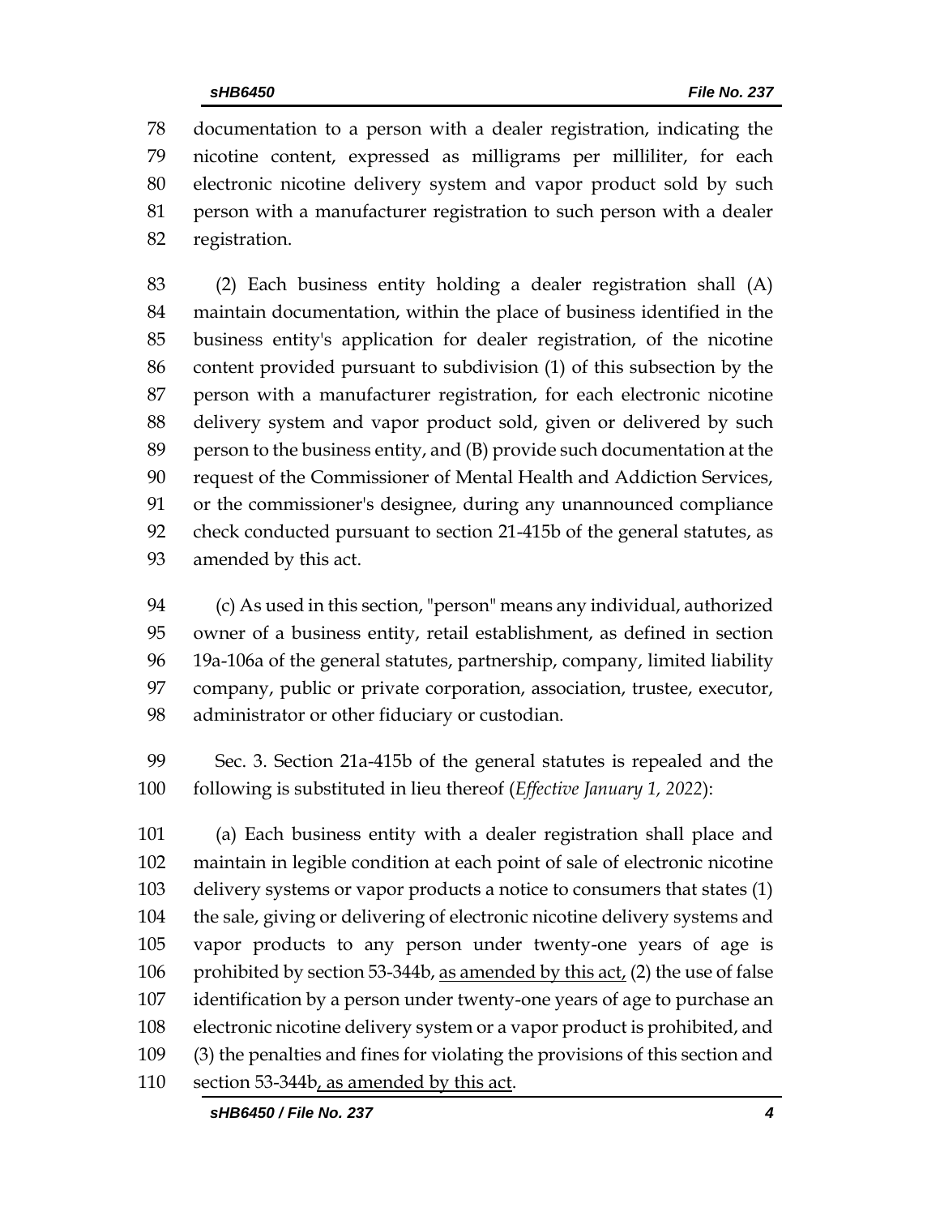documentation to a person with a dealer registration, indicating the nicotine content, expressed as milligrams per milliliter, for each electronic nicotine delivery system and vapor product sold by such person with a manufacturer registration to such person with a dealer registration.

(2) Each business entity holding a dealer registration shall (A) maintain documentation, within the place of business identified in the business entity's application for dealer registration, of the nicotine content provided pursuant to subdivision (1) of this subsection by the person with a manufacturer registration, for each electronic nicotine delivery system and vapor product sold, given or delivered by such person to the business entity, and (B) provide such documentation at the request of the Commissioner of Mental Health and Addiction Services, or the commissioner's designee, during any unannounced compliance check conducted pursuant to section 21-415b of the general statutes, as amended by this act.

(c) As used in this section, "person" means any individual, authorized owner of a business entity, retail establishment, as defined in section 19a-106a of the general statutes, partnership, company, limited liability company, public or private corporation, association, trustee, executor, administrator or other fiduciary or custodian.

Sec. 3. Section 21a-415b of the general statutes is repealed and the following is substituted in lieu thereof (*Effective January 1, 2022*):

(a) Each business entity with a dealer registration shall place and maintain in legible condition at each point of sale of electronic nicotine delivery systems or vapor products a notice to consumers that states (1) the sale, giving or delivering of electronic nicotine delivery systems and vapor products to any person under twenty-one years of age is prohibited by section 53-344b, <u>as amended by this act,</u> (2) the use of false identification by a person under twenty-one years of age to purchase an electronic nicotine delivery system or a vapor product is prohibited, and (3) the penalties and fines for violating the provisions of this section and section 53-344b<u>, as amended by this act</u>.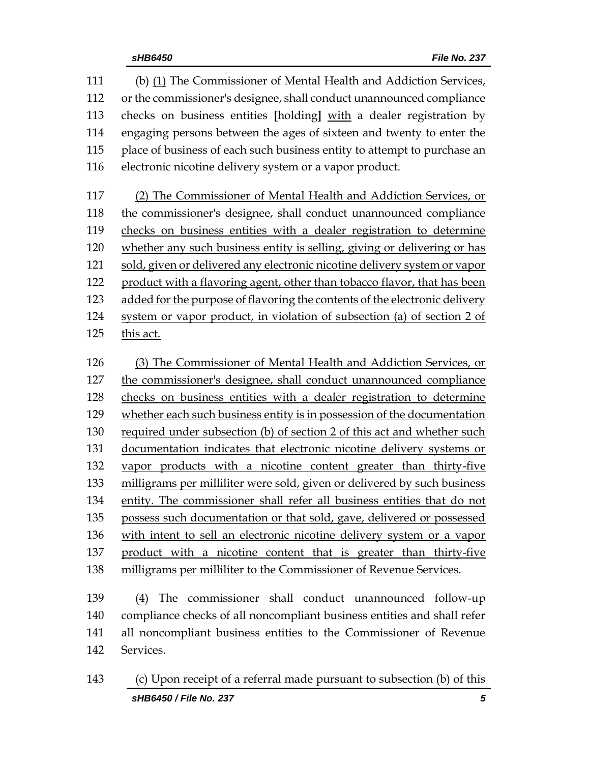111 (b) <u>(1)</u> The Commissioner of Mental Health and Addiction Services,
112 or the commissioner's designee, shall conduct unannounced compliance
113 checks on business entities **[**holding**]** <u>with</u> a dealer registration by
114 engaging persons between the ages of sixteen and twenty to enter the
115 place of business of each such business entity to attempt to purchase an
116 electronic nicotine delivery system or a vapor product.

117 <u>(2) The Commissioner of Mental Health and Addiction Services, or</u>
118 <u>the commissioner's designee, shall conduct unannounced compliance</u>
119 <u>checks on business entities with a dealer registration to determine</u>
120 <u>whether any such business entity is selling, giving or delivering or has</u>
121 <u>sold, given or delivered any electronic nicotine delivery system or vapor</u>
122 <u>product with a flavoring agent, other than tobacco flavor, that has been</u>
123 <u>added for the purpose of flavoring the contents of the electronic delivery</u>
124 <u>system or vapor product, in violation of subsection (a) of section 2 of</u>
125 <u>this act.</u>

126 <u>(3) The Commissioner of Mental Health and Addiction Services, or</u>
127 <u>the commissioner's designee, shall conduct unannounced compliance</u>
128 <u>checks on business entities with a dealer registration to determine</u>
129 <u>whether each such business entity is in possession of the documentation</u>
130 <u>required under subsection (b) of section 2 of this act and whether such</u>
131 <u>documentation indicates that electronic nicotine delivery systems or</u>
132 <u>vapor products with a nicotine content greater than thirty-five</u>
133 <u>milligrams per milliliter were sold, given or delivered by such business</u>
134 <u>entity. The commissioner shall refer all business entities that do not</u>
135 <u>possess such documentation or that sold, gave, delivered or possessed</u>
136 <u>with intent to sell an electronic nicotine delivery system or a vapor</u>
137 <u>product with a nicotine content that is greater than thirty-five</u>
138 <u>milligrams per milliliter to the Commissioner of Revenue Services.</u>

139 <u>(4)</u> The commissioner shall conduct unannounced follow-up
140 compliance checks of all noncompliant business entities and shall refer
141 all noncompliant business entities to the Commissioner of Revenue
142 Services.

143 (c) Upon receipt of a referral made pursuant to subsection (b) of this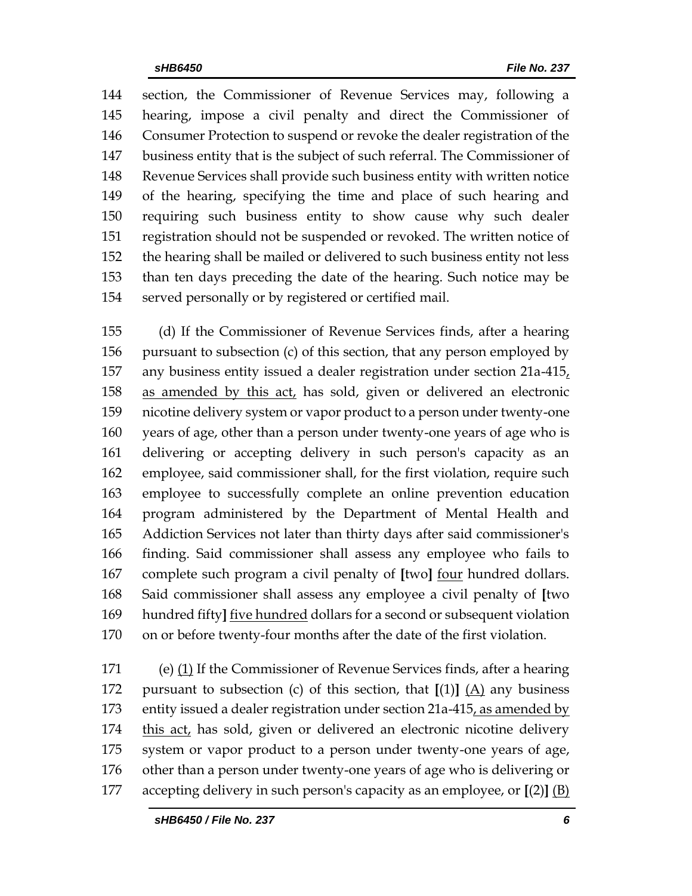section, the Commissioner of Revenue Services may, following a hearing, impose a civil penalty and direct the Commissioner of Consumer Protection to suspend or revoke the dealer registration of the business entity that is the subject of such referral. The Commissioner of Revenue Services shall provide such business entity with written notice of the hearing, specifying the time and place of such hearing and requiring such business entity to show cause why such dealer registration should not be suspended or revoked. The written notice of the hearing shall be mailed or delivered to such business entity not less than ten days preceding the date of the hearing. Such notice may be served personally or by registered or certified mail.

(d) If the Commissioner of Revenue Services finds, after a hearing pursuant to subsection (c) of this section, that any person employed by any business entity issued a dealer registration under section 21a-415, as amended by this act, has sold, given or delivered an electronic nicotine delivery system or vapor product to a person under twenty-one years of age, other than a person under twenty-one years of age who is delivering or accepting delivery in such person's capacity as an employee, said commissioner shall, for the first violation, require such employee to successfully complete an online prevention education program administered by the Department of Mental Health and Addiction Services not later than thirty days after said commissioner's finding. Said commissioner shall assess any employee who fails to complete such program a civil penalty of **[**two**]** four hundred dollars. Said commissioner shall assess any employee a civil penalty of **[**two hundred fifty**]** five hundred dollars for a second or subsequent violation on or before twenty-four months after the date of the first violation.

(e) (1) If the Commissioner of Revenue Services finds, after a hearing pursuant to subsection (c) of this section, that **[**(1)**]** (A) any business entity issued a dealer registration under section 21a-415, as amended by this act, has sold, given or delivered an electronic nicotine delivery system or vapor product to a person under twenty-one years of age, other than a person under twenty-one years of age who is delivering or accepting delivery in such person's capacity as an employee, or **[**(2)**]** (B)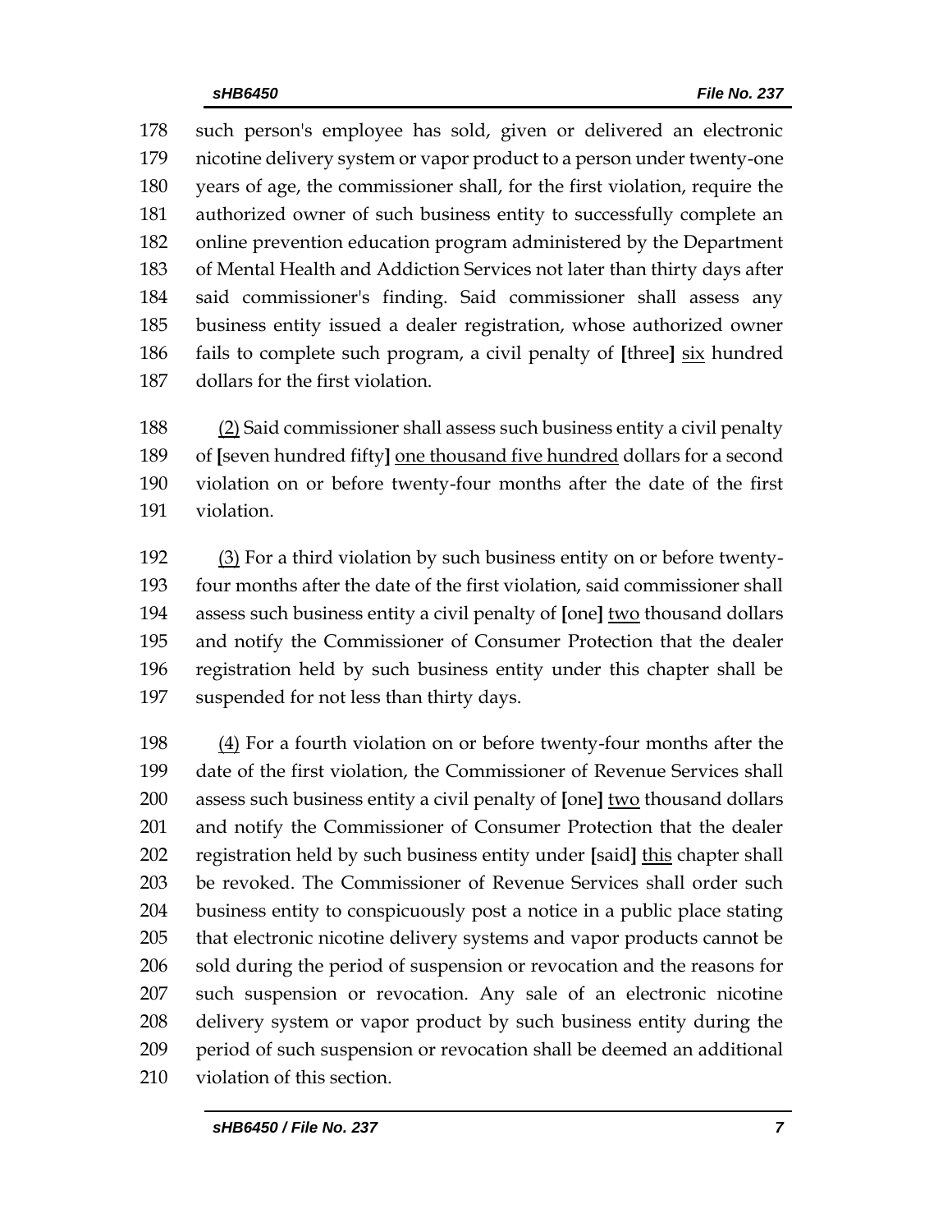such person's employee has sold, given or delivered an electronic nicotine delivery system or vapor product to a person under twenty-one years of age, the commissioner shall, for the first violation, require the authorized owner of such business entity to successfully complete an online prevention education program administered by the Department of Mental Health and Addiction Services not later than thirty days after said commissioner's finding. Said commissioner shall assess any business entity issued a dealer registration, whose authorized owner fails to complete such program, a civil penalty of **[**three**]** <u>six</u> hundred dollars for the first violation.

<u>(2)</u> Said commissioner shall assess such business entity a civil penalty of **[**seven hundred fifty**]** <u>one thousand five hundred</u> dollars for a second violation on or before twenty-four months after the date of the first violation.

<u>(3)</u> For a third violation by such business entity on or before twenty-four months after the date of the first violation, said commissioner shall assess such business entity a civil penalty of **[**one**]** <u>two</u> thousand dollars and notify the Commissioner of Consumer Protection that the dealer registration held by such business entity under this chapter shall be suspended for not less than thirty days.

<u>(4)</u> For a fourth violation on or before twenty-four months after the date of the first violation, the Commissioner of Revenue Services shall assess such business entity a civil penalty of **[**one**]** <u>two</u> thousand dollars and notify the Commissioner of Consumer Protection that the dealer registration held by such business entity under **[**said**]** <u>this</u> chapter shall be revoked. The Commissioner of Revenue Services shall order such business entity to conspicuously post a notice in a public place stating that electronic nicotine delivery systems and vapor products cannot be sold during the period of suspension or revocation and the reasons for such suspension or revocation. Any sale of an electronic nicotine delivery system or vapor product by such business entity during the period of such suspension or revocation shall be deemed an additional violation of this section.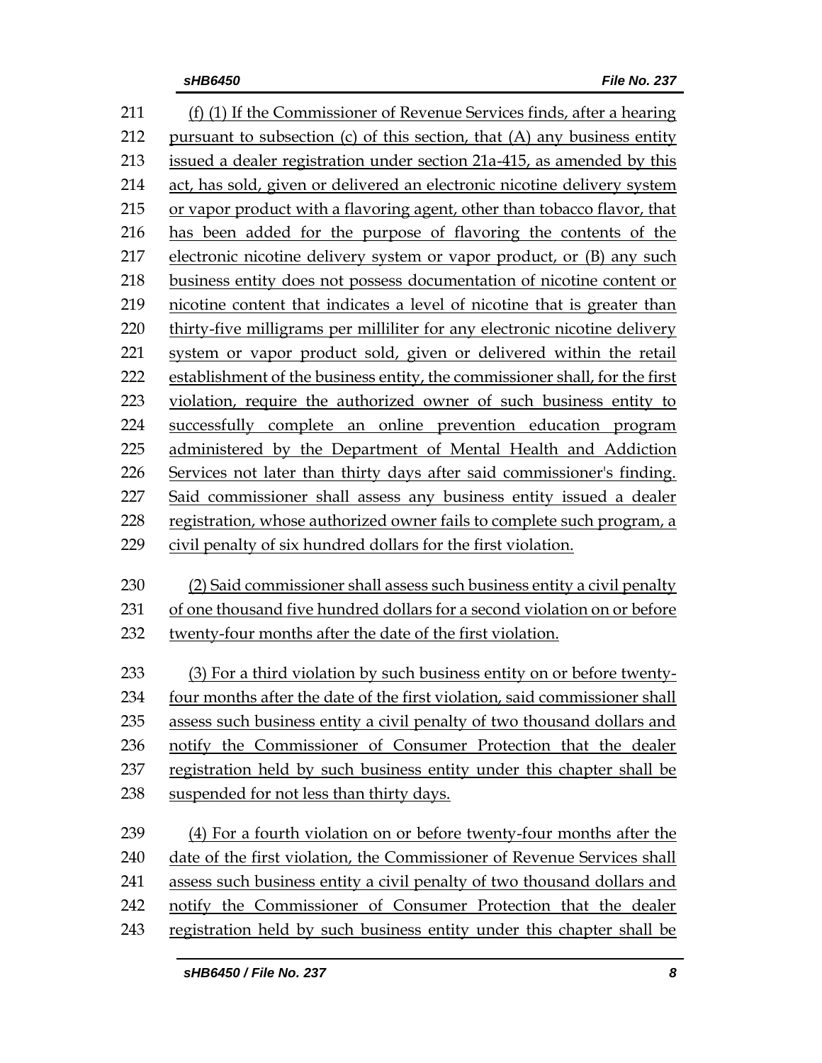(f) (1) If the Commissioner of Revenue Services finds, after a hearing pursuant to subsection (c) of this section, that (A) any business entity issued a dealer registration under section 21a-415, as amended by this act, has sold, given or delivered an electronic nicotine delivery system or vapor product with a flavoring agent, other than tobacco flavor, that has been added for the purpose of flavoring the contents of the electronic nicotine delivery system or vapor product, or (B) any such business entity does not possess documentation of nicotine content or nicotine content that indicates a level of nicotine that is greater than thirty-five milligrams per milliliter for any electronic nicotine delivery system or vapor product sold, given or delivered within the retail establishment of the business entity, the commissioner shall, for the first violation, require the authorized owner of such business entity to successfully complete an online prevention education program administered by the Department of Mental Health and Addiction Services not later than thirty days after said commissioner's finding. Said commissioner shall assess any business entity issued a dealer registration, whose authorized owner fails to complete such program, a civil penalty of six hundred dollars for the first violation.

(2) Said commissioner shall assess such business entity a civil penalty of one thousand five hundred dollars for a second violation on or before twenty-four months after the date of the first violation.

(3) For a third violation by such business entity on or before twenty-four months after the date of the first violation, said commissioner shall assess such business entity a civil penalty of two thousand dollars and notify the Commissioner of Consumer Protection that the dealer registration held by such business entity under this chapter shall be suspended for not less than thirty days.

(4) For a fourth violation on or before twenty-four months after the date of the first violation, the Commissioner of Revenue Services shall assess such business entity a civil penalty of two thousand dollars and notify the Commissioner of Consumer Protection that the dealer registration held by such business entity under this chapter shall be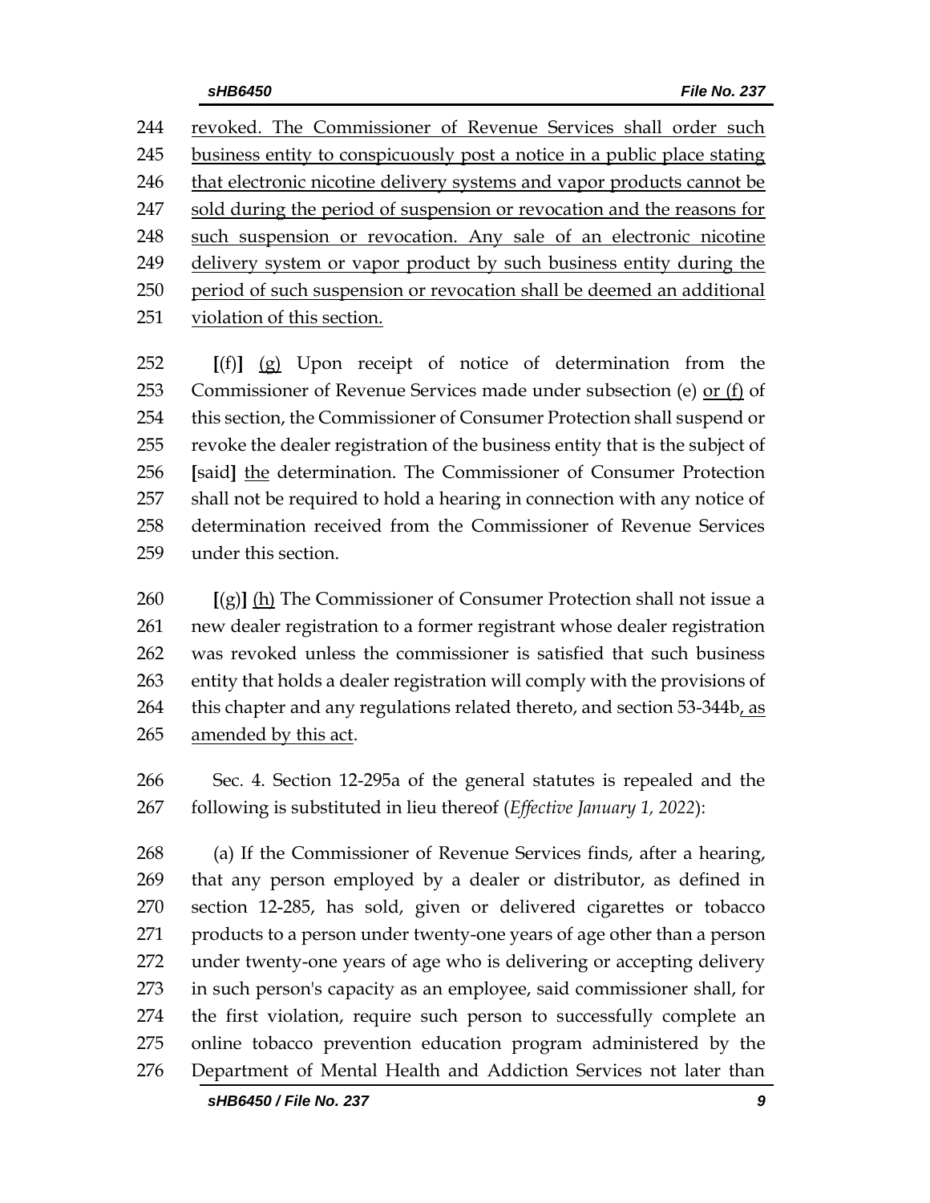revoked. The Commissioner of Revenue Services shall order such business entity to conspicuously post a notice in a public place stating that electronic nicotine delivery systems and vapor products cannot be sold during the period of suspension or revocation and the reasons for such suspension or revocation. Any sale of an electronic nicotine delivery system or vapor product by such business entity during the period of such suspension or revocation shall be deemed an additional violation of this section.

[(f)] (g) Upon receipt of notice of determination from the Commissioner of Revenue Services made under subsection (e) or (f) of this section, the Commissioner of Consumer Protection shall suspend or revoke the dealer registration of the business entity that is the subject of [said] the determination. The Commissioner of Consumer Protection shall not be required to hold a hearing in connection with any notice of determination received from the Commissioner of Revenue Services under this section.

[(g)] (h) The Commissioner of Consumer Protection shall not issue a new dealer registration to a former registrant whose dealer registration was revoked unless the commissioner is satisfied that such business entity that holds a dealer registration will comply with the provisions of this chapter and any regulations related thereto, and section 53-344b, as amended by this act.

Sec. 4. Section 12-295a of the general statutes is repealed and the following is substituted in lieu thereof (*Effective January 1, 2022*):

(a) If the Commissioner of Revenue Services finds, after a hearing, that any person employed by a dealer or distributor, as defined in section 12-285, has sold, given or delivered cigarettes or tobacco products to a person under twenty-one years of age other than a person under twenty-one years of age who is delivering or accepting delivery in such person's capacity as an employee, said commissioner shall, for the first violation, require such person to successfully complete an online tobacco prevention education program administered by the Department of Mental Health and Addiction Services not later than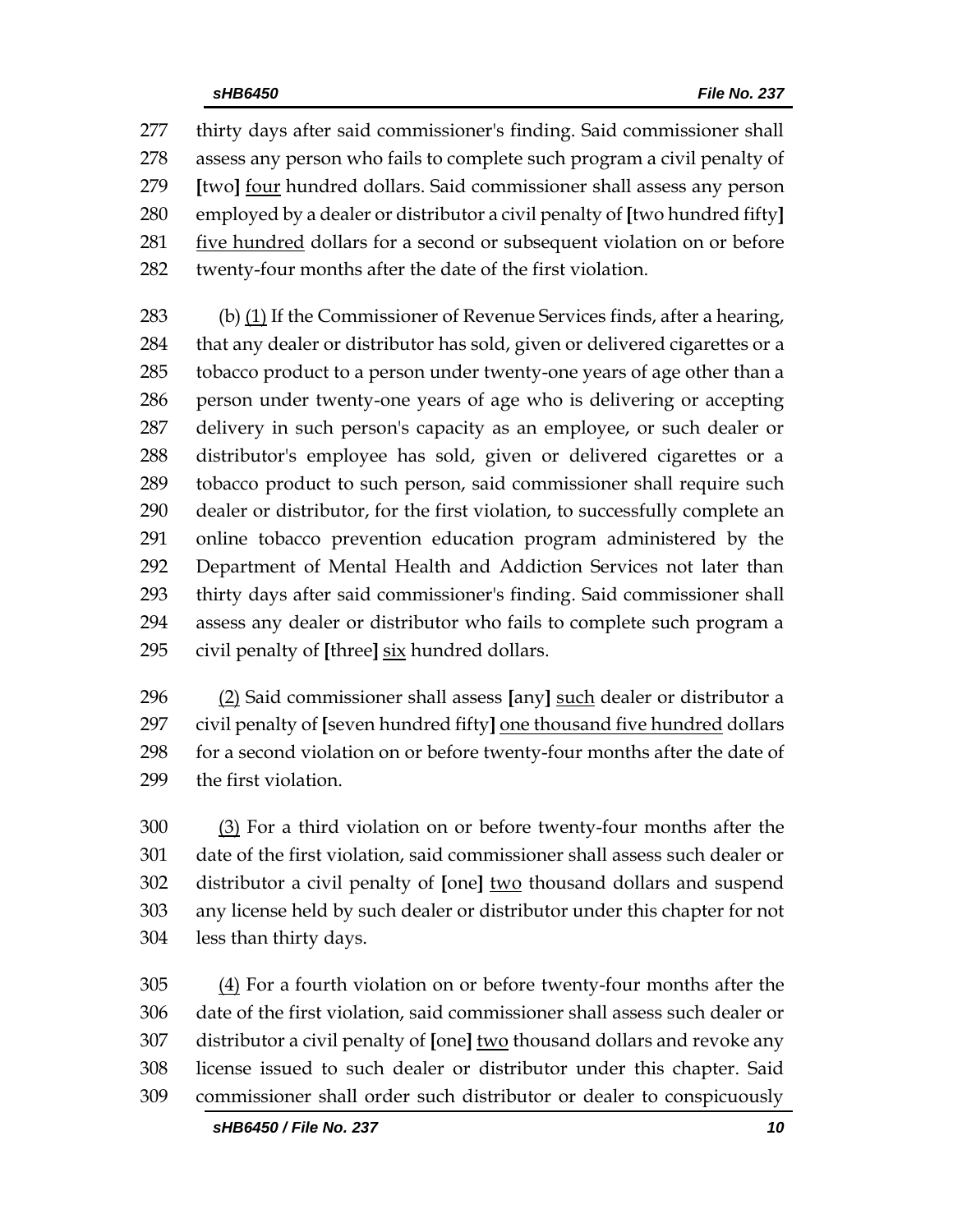277 thirty days after said commissioner's finding. Said commissioner shall
278 assess any person who fails to complete such program a civil penalty of
279 **[**two**]** <u>four</u> hundred dollars. Said commissioner shall assess any person
280 employed by a dealer or distributor a civil penalty of **[**two hundred fifty**]**
281 <u>five hundred</u> dollars for a second or subsequent violation on or before
282 twenty-four months after the date of the first violation.

283 (b) <u>(1)</u> If the Commissioner of Revenue Services finds, after a hearing,
284 that any dealer or distributor has sold, given or delivered cigarettes or a
285 tobacco product to a person under twenty-one years of age other than a
286 person under twenty-one years of age who is delivering or accepting
287 delivery in such person's capacity as an employee, or such dealer or
288 distributor's employee has sold, given or delivered cigarettes or a
289 tobacco product to such person, said commissioner shall require such
290 dealer or distributor, for the first violation, to successfully complete an
291 online tobacco prevention education program administered by the
292 Department of Mental Health and Addiction Services not later than
293 thirty days after said commissioner's finding. Said commissioner shall
294 assess any dealer or distributor who fails to complete such program a
295 civil penalty of **[**three**]** <u>six</u> hundred dollars.

296 <u>(2)</u> Said commissioner shall assess **[**any**]** <u>such</u> dealer or distributor a
297 civil penalty of **[**seven hundred fifty**]** <u>one thousand five hundred</u> dollars
298 for a second violation on or before twenty-four months after the date of
299 the first violation.

300 <u>(3)</u> For a third violation on or before twenty-four months after the
301 date of the first violation, said commissioner shall assess such dealer or
302 distributor a civil penalty of **[**one**]** <u>two</u> thousand dollars and suspend
303 any license held by such dealer or distributor under this chapter for not
304 less than thirty days.

305 <u>(4)</u> For a fourth violation on or before twenty-four months after the
306 date of the first violation, said commissioner shall assess such dealer or
307 distributor a civil penalty of **[**one**]** <u>two</u> thousand dollars and revoke any
308 license issued to such dealer or distributor under this chapter. Said
309 commissioner shall order such distributor or dealer to conspicuously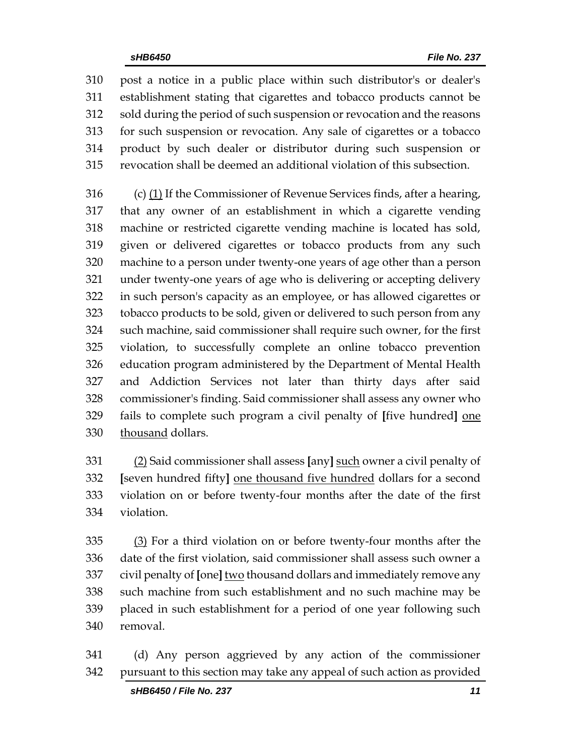post a notice in a public place within such distributor's or dealer's establishment stating that cigarettes and tobacco products cannot be sold during the period of such suspension or revocation and the reasons for such suspension or revocation. Any sale of cigarettes or a tobacco product by such dealer or distributor during such suspension or revocation shall be deemed an additional violation of this subsection.

(c) <u>(1)</u> If the Commissioner of Revenue Services finds, after a hearing, that any owner of an establishment in which a cigarette vending machine or restricted cigarette vending machine is located has sold, given or delivered cigarettes or tobacco products from any such machine to a person under twenty-one years of age other than a person under twenty-one years of age who is delivering or accepting delivery in such person's capacity as an employee, or has allowed cigarettes or tobacco products to be sold, given or delivered to such person from any such machine, said commissioner shall require such owner, for the first violation, to successfully complete an online tobacco prevention education program administered by the Department of Mental Health and Addiction Services not later than thirty days after said commissioner's finding. Said commissioner shall assess any owner who fails to complete such program a civil penalty of **[**five hundred**]** <u>one thousand</u> dollars.

<u>(2)</u> Said commissioner shall assess **[**any**]** <u>such</u> owner a civil penalty of **[**seven hundred fifty**]** <u>one thousand five hundred</u> dollars for a second violation on or before twenty-four months after the date of the first violation.

<u>(3)</u> For a third violation on or before twenty-four months after the date of the first violation, said commissioner shall assess such owner a civil penalty of **[**one**]** <u>two</u> thousand dollars and immediately remove any such machine from such establishment and no such machine may be placed in such establishment for a period of one year following such removal.

(d) Any person aggrieved by any action of the commissioner pursuant to this section may take any appeal of such action as provided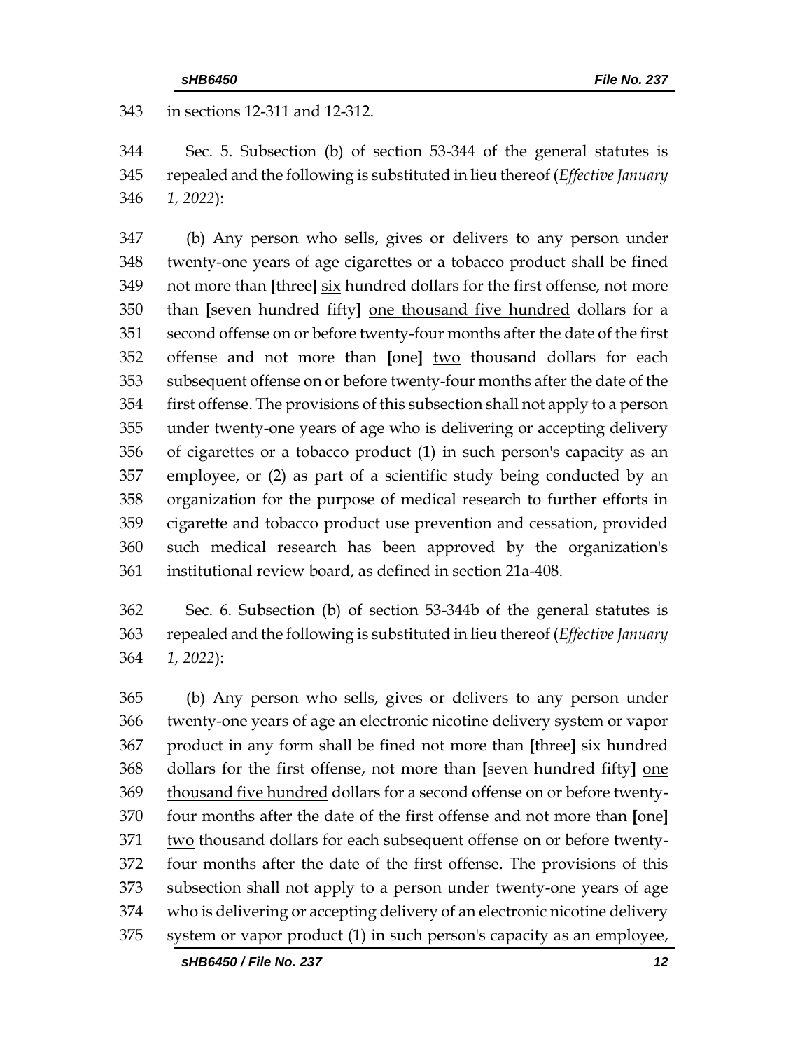in sections 12-311 and 12-312.

Sec. 5. Subsection (b) of section 53-344 of the general statutes is repealed and the following is substituted in lieu thereof (*Effective January 1, 2022*):

(b) Any person who sells, gives or delivers to any person under twenty-one years of age cigarettes or a tobacco product shall be fined not more than **[**three**]** <u>six</u> hundred dollars for the first offense, not more than **[**seven hundred fifty**]** <u>one thousand five hundred</u> dollars for a second offense on or before twenty-four months after the date of the first offense and not more than **[**one**]** <u>two</u> thousand dollars for each subsequent offense on or before twenty-four months after the date of the first offense. The provisions of this subsection shall not apply to a person under twenty-one years of age who is delivering or accepting delivery of cigarettes or a tobacco product (1) in such person's capacity as an employee, or (2) as part of a scientific study being conducted by an organization for the purpose of medical research to further efforts in cigarette and tobacco product use prevention and cessation, provided such medical research has been approved by the organization's institutional review board, as defined in section 21a-408.

Sec. 6. Subsection (b) of section 53-344b of the general statutes is repealed and the following is substituted in lieu thereof (*Effective January 1, 2022*):

(b) Any person who sells, gives or delivers to any person under twenty-one years of age an electronic nicotine delivery system or vapor product in any form shall be fined not more than **[**three**]** <u>six</u> hundred dollars for the first offense, not more than **[**seven hundred fifty**]** <u>one thousand five hundred</u> dollars for a second offense on or before twenty-four months after the date of the first offense and not more than **[**one**]** <u>two</u> thousand dollars for each subsequent offense on or before twenty-four months after the date of the first offense. The provisions of this subsection shall not apply to a person under twenty-one years of age who is delivering or accepting delivery of an electronic nicotine delivery system or vapor product (1) in such person's capacity as an employee,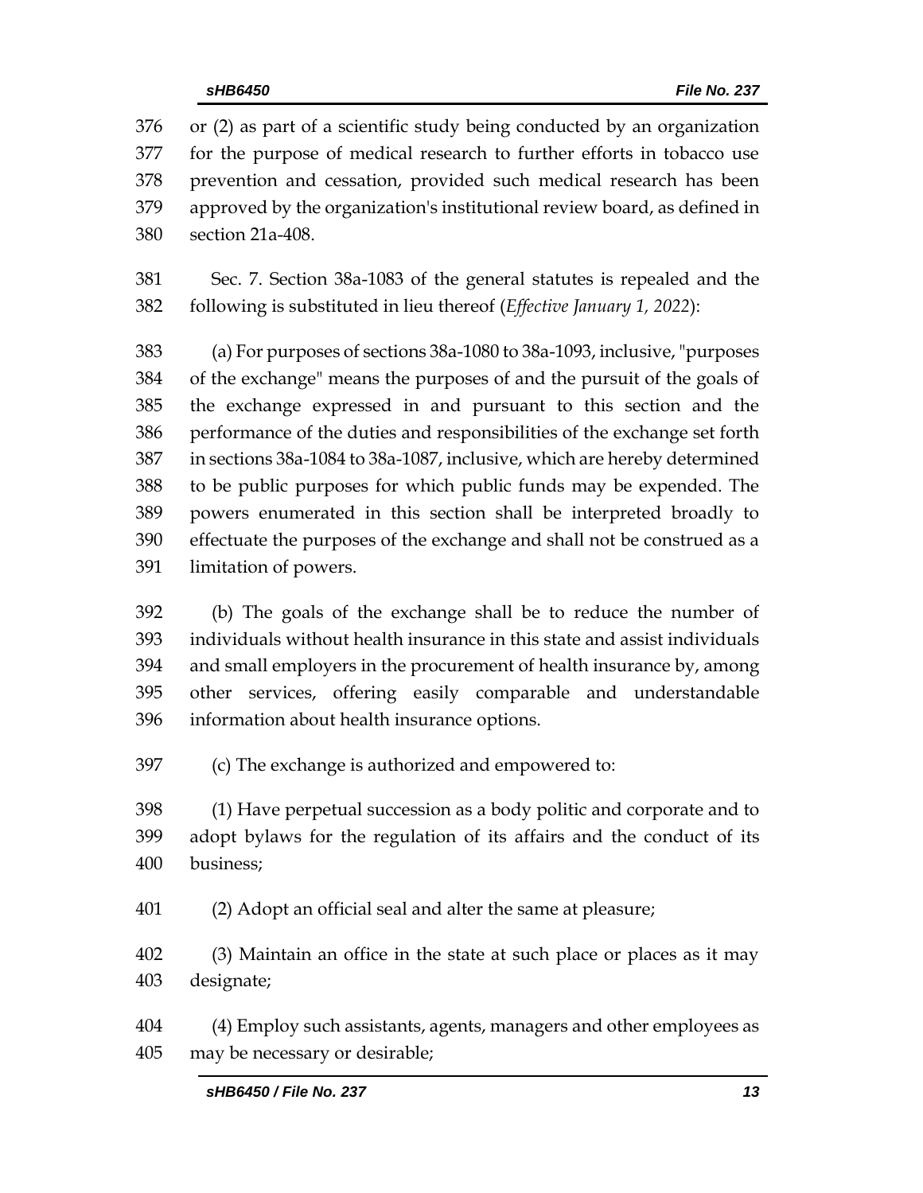or (2) as part of a scientific study being conducted by an organization for the purpose of medical research to further efforts in tobacco use prevention and cessation, provided such medical research has been approved by the organization's institutional review board, as defined in section 21a-408.

Sec. 7. Section 38a-1083 of the general statutes is repealed and the following is substituted in lieu thereof (*Effective January 1, 2022*):

(a) For purposes of sections 38a-1080 to 38a-1093, inclusive, "purposes of the exchange" means the purposes of and the pursuit of the goals of the exchange expressed in and pursuant to this section and the performance of the duties and responsibilities of the exchange set forth in sections 38a-1084 to 38a-1087, inclusive, which are hereby determined to be public purposes for which public funds may be expended. The powers enumerated in this section shall be interpreted broadly to effectuate the purposes of the exchange and shall not be construed as a limitation of powers.

(b) The goals of the exchange shall be to reduce the number of individuals without health insurance in this state and assist individuals and small employers in the procurement of health insurance by, among other services, offering easily comparable and understandable information about health insurance options.

(c) The exchange is authorized and empowered to:

(1) Have perpetual succession as a body politic and corporate and to adopt bylaws for the regulation of its affairs and the conduct of its business;

(2) Adopt an official seal and alter the same at pleasure;

(3) Maintain an office in the state at such place or places as it may designate;

(4) Employ such assistants, agents, managers and other employees as may be necessary or desirable;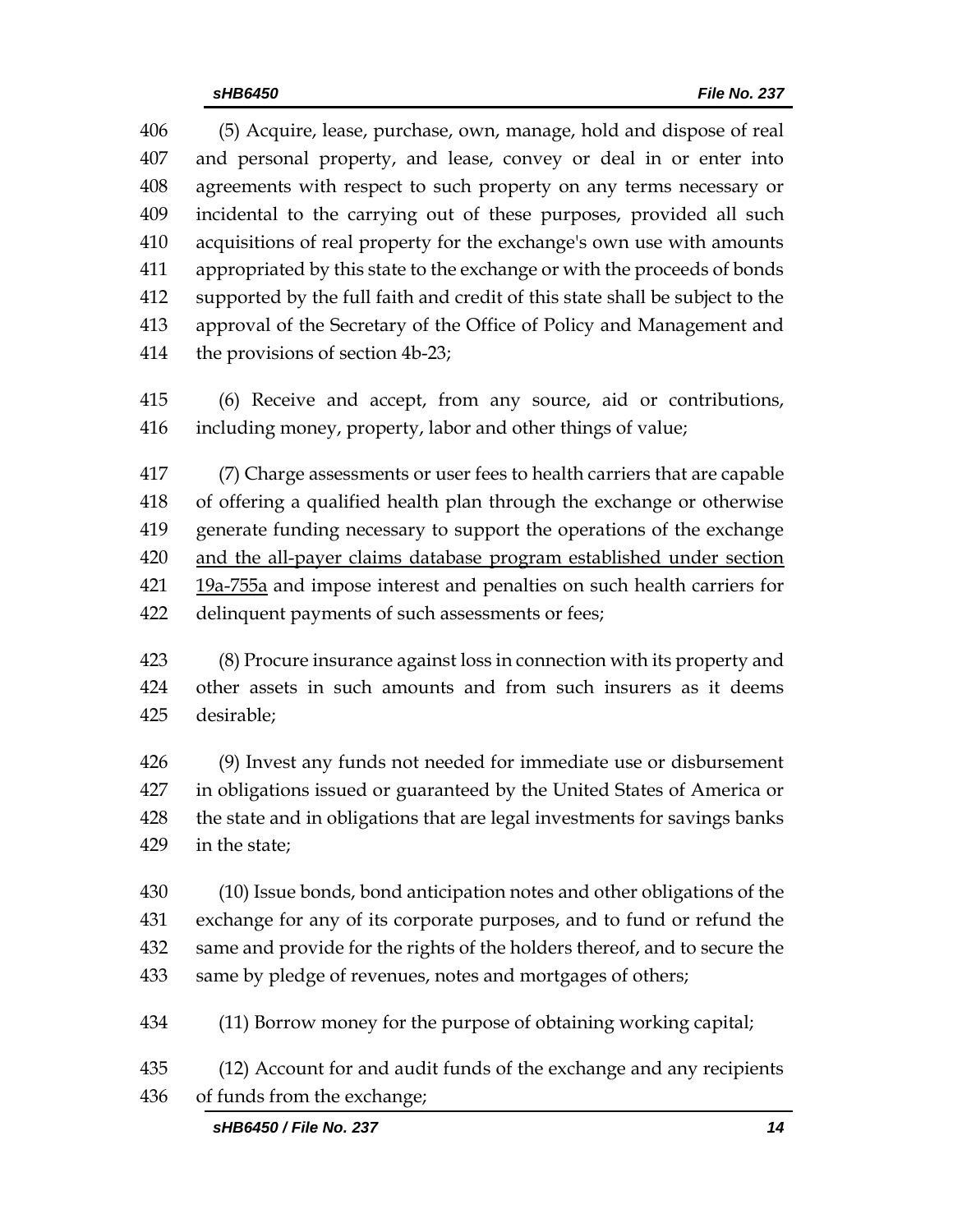(5) Acquire, lease, purchase, own, manage, hold and dispose of real and personal property, and lease, convey or deal in or enter into agreements with respect to such property on any terms necessary or incidental to the carrying out of these purposes, provided all such acquisitions of real property for the exchange's own use with amounts appropriated by this state to the exchange or with the proceeds of bonds supported by the full faith and credit of this state shall be subject to the approval of the Secretary of the Office of Policy and Management and the provisions of section 4b-23;

(6) Receive and accept, from any source, aid or contributions, including money, property, labor and other things of value;

(7) Charge assessments or user fees to health carriers that are capable of offering a qualified health plan through the exchange or otherwise generate funding necessary to support the operations of the exchange <u>and the all-payer claims database program established under section 19a-755a</u> and impose interest and penalties on such health carriers for delinquent payments of such assessments or fees;

(8) Procure insurance against loss in connection with its property and other assets in such amounts and from such insurers as it deems desirable;

(9) Invest any funds not needed for immediate use or disbursement in obligations issued or guaranteed by the United States of America or the state and in obligations that are legal investments for savings banks in the state;

(10) Issue bonds, bond anticipation notes and other obligations of the exchange for any of its corporate purposes, and to fund or refund the same and provide for the rights of the holders thereof, and to secure the same by pledge of revenues, notes and mortgages of others;

(11) Borrow money for the purpose of obtaining working capital;

(12) Account for and audit funds of the exchange and any recipients of funds from the exchange;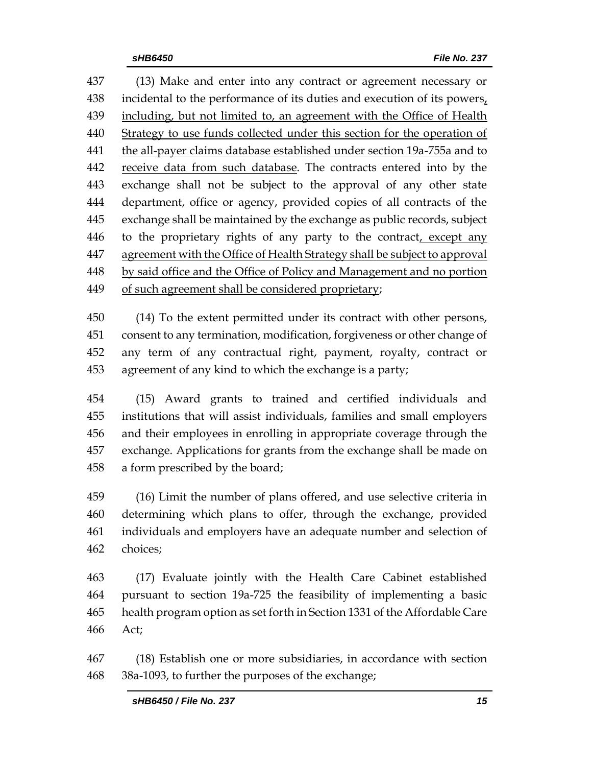(13) Make and enter into any contract or agreement necessary or incidental to the performance of its duties and execution of its powers, including, but not limited to, an agreement with the Office of Health Strategy to use funds collected under this section for the operation of the all-payer claims database established under section 19a-755a and to receive data from such database. The contracts entered into by the exchange shall not be subject to the approval of any other state department, office or agency, provided copies of all contracts of the exchange shall be maintained by the exchange as public records, subject to the proprietary rights of any party to the contract, except any agreement with the Office of Health Strategy shall be subject to approval by said office and the Office of Policy and Management and no portion of such agreement shall be considered proprietary;

(14) To the extent permitted under its contract with other persons, consent to any termination, modification, forgiveness or other change of any term of any contractual right, payment, royalty, contract or agreement of any kind to which the exchange is a party;

(15) Award grants to trained and certified individuals and institutions that will assist individuals, families and small employers and their employees in enrolling in appropriate coverage through the exchange. Applications for grants from the exchange shall be made on a form prescribed by the board;

(16) Limit the number of plans offered, and use selective criteria in determining which plans to offer, through the exchange, provided individuals and employers have an adequate number and selection of choices;

(17) Evaluate jointly with the Health Care Cabinet established pursuant to section 19a-725 the feasibility of implementing a basic health program option as set forth in Section 1331 of the Affordable Care Act;

(18) Establish one or more subsidiaries, in accordance with section 38a-1093, to further the purposes of the exchange;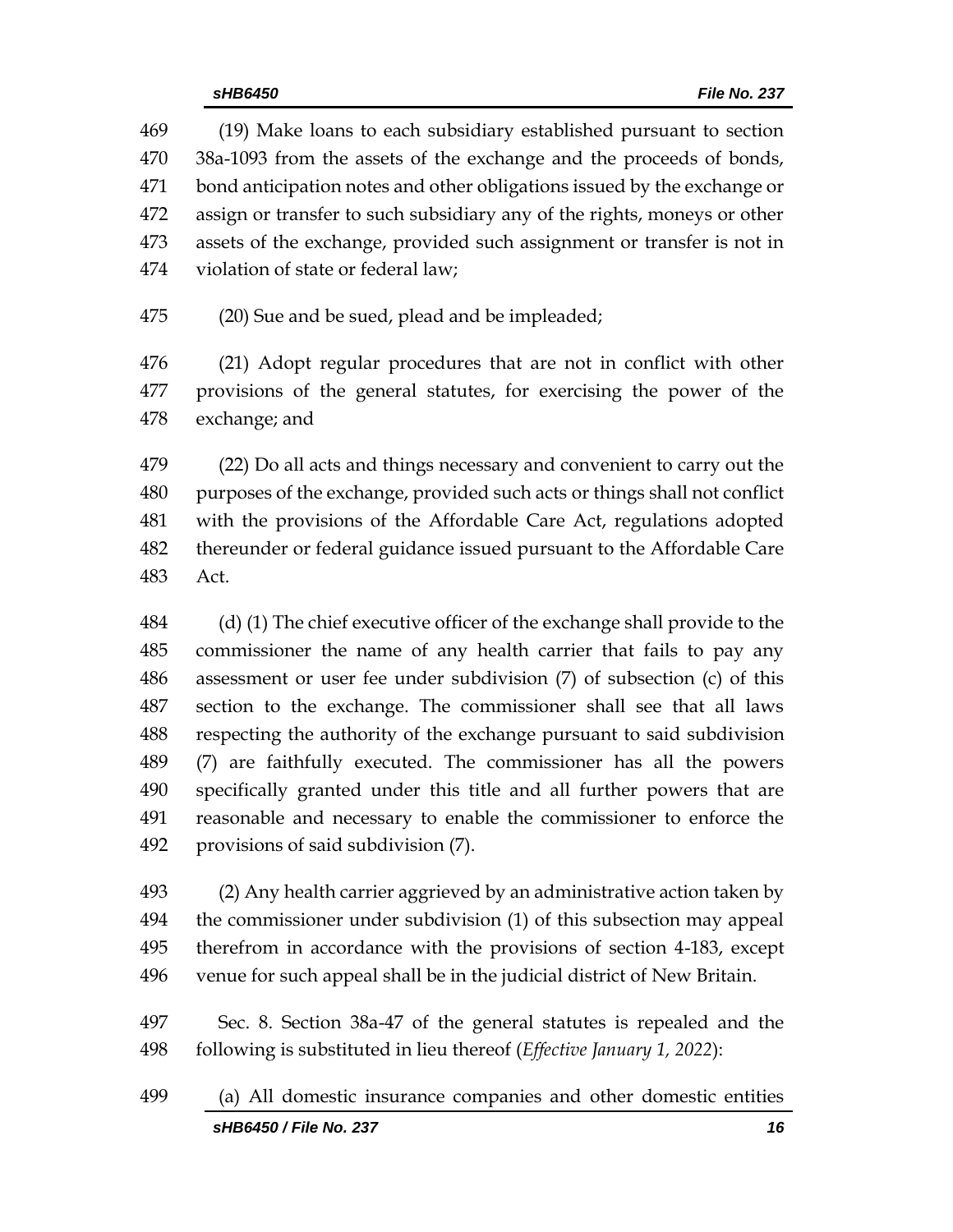(19) Make loans to each subsidiary established pursuant to section 38a-1093 from the assets of the exchange and the proceeds of bonds, bond anticipation notes and other obligations issued by the exchange or assign or transfer to such subsidiary any of the rights, moneys or other assets of the exchange, provided such assignment or transfer is not in violation of state or federal law;

(20) Sue and be sued, plead and be impleaded;

(21) Adopt regular procedures that are not in conflict with other provisions of the general statutes, for exercising the power of the exchange; and

(22) Do all acts and things necessary and convenient to carry out the purposes of the exchange, provided such acts or things shall not conflict with the provisions of the Affordable Care Act, regulations adopted thereunder or federal guidance issued pursuant to the Affordable Care Act.

(d) (1) The chief executive officer of the exchange shall provide to the commissioner the name of any health carrier that fails to pay any assessment or user fee under subdivision (7) of subsection (c) of this section to the exchange. The commissioner shall see that all laws respecting the authority of the exchange pursuant to said subdivision (7) are faithfully executed. The commissioner has all the powers specifically granted under this title and all further powers that are reasonable and necessary to enable the commissioner to enforce the provisions of said subdivision (7).

(2) Any health carrier aggrieved by an administrative action taken by the commissioner under subdivision (1) of this subsection may appeal therefrom in accordance with the provisions of section 4-183, except venue for such appeal shall be in the judicial district of New Britain.

Sec. 8. Section 38a-47 of the general statutes is repealed and the following is substituted in lieu thereof (*Effective January 1, 2022*):

(a) All domestic insurance companies and other domestic entities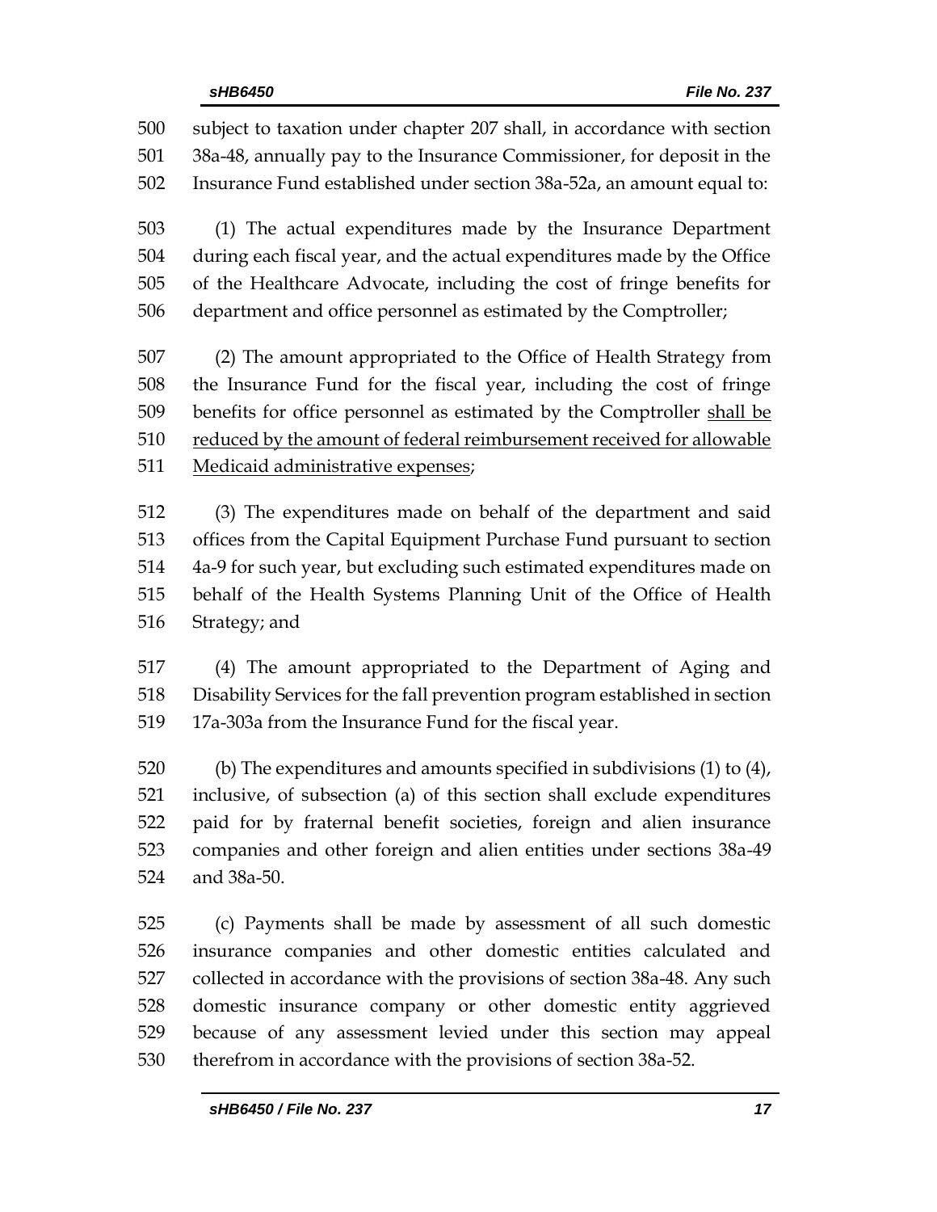subject to taxation under chapter 207 shall, in accordance with section 38a-48, annually pay to the Insurance Commissioner, for deposit in the Insurance Fund established under section 38a-52a, an amount equal to:

(1) The actual expenditures made by the Insurance Department during each fiscal year, and the actual expenditures made by the Office of the Healthcare Advocate, including the cost of fringe benefits for department and office personnel as estimated by the Comptroller;

(2) The amount appropriated to the Office of Health Strategy from the Insurance Fund for the fiscal year, including the cost of fringe benefits for office personnel as estimated by the Comptroller <u>shall be reduced by the amount of federal reimbursement received for allowable Medicaid administrative expenses</u>;

(3) The expenditures made on behalf of the department and said offices from the Capital Equipment Purchase Fund pursuant to section 4a-9 for such year, but excluding such estimated expenditures made on behalf of the Health Systems Planning Unit of the Office of Health Strategy; and

(4) The amount appropriated to the Department of Aging and Disability Services for the fall prevention program established in section 17a-303a from the Insurance Fund for the fiscal year.

(b) The expenditures and amounts specified in subdivisions (1) to (4), inclusive, of subsection (a) of this section shall exclude expenditures paid for by fraternal benefit societies, foreign and alien insurance companies and other foreign and alien entities under sections 38a-49 and 38a-50.

(c) Payments shall be made by assessment of all such domestic insurance companies and other domestic entities calculated and collected in accordance with the provisions of section 38a-48. Any such domestic insurance company or other domestic entity aggrieved because of any assessment levied under this section may appeal therefrom in accordance with the provisions of section 38a-52.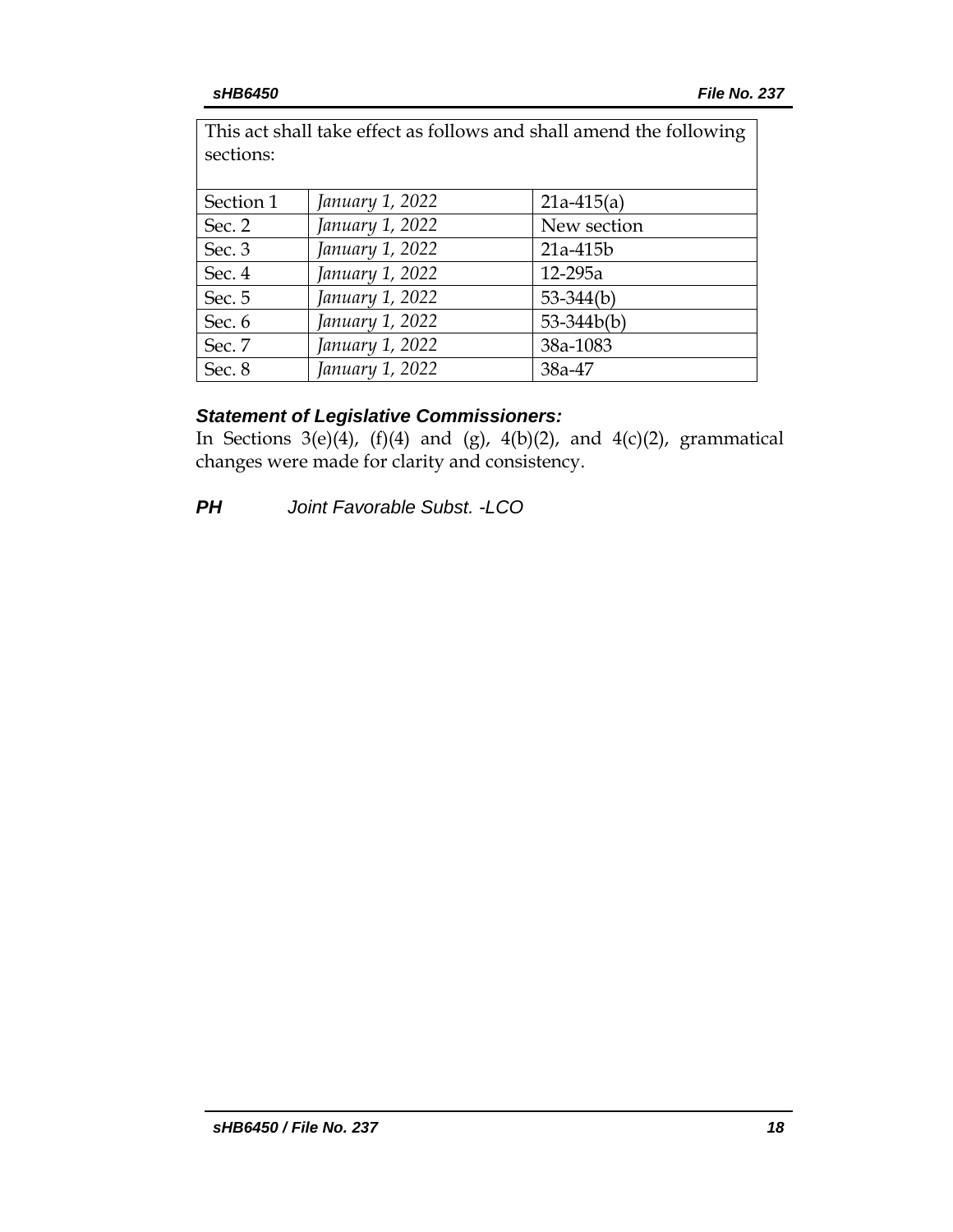| This act shall take effect as follows and shall amend the following sections: | | |
|---|---|---|
| Section 1 | *January 1, 2022* | 21a-415(a) |
| Sec. 2 | *January 1, 2022* | New section |
| Sec. 3 | *January 1, 2022* | 21a-415b |
| Sec. 4 | *January 1, 2022* | 12-295a |
| Sec. 5 | *January 1, 2022* | 53-344(b) |
| Sec. 6 | *January 1, 2022* | 53-344b(b) |
| Sec. 7 | *January 1, 2022* | 38a-1083 |
| Sec. 8 | *January 1, 2022* | 38a-47 |

***Statement of Legislative Commissioners:***

In Sections 3(e)(4), (f)(4) and (g), 4(b)(2), and 4(c)(2), grammatical changes were made for clarity and consistency.

***PH*** *Joint Favorable Subst. -LCO*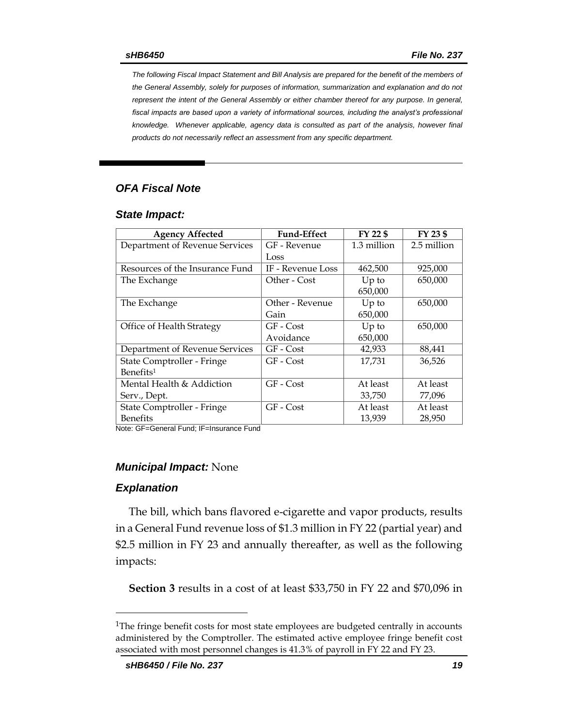*The following Fiscal Impact Statement and Bill Analysis are prepared for the benefit of the members of the General Assembly, solely for purposes of information, summarization and explanation and do not represent the intent of the General Assembly or either chamber thereof for any purpose. In general, fiscal impacts are based upon a variety of informational sources, including the analyst's professional knowledge. Whenever applicable, agency data is consulted as part of the analysis, however final products do not necessarily reflect an assessment from any specific department.*

## *OFA Fiscal Note*

### *State Impact:*

| Agency Affected | Fund-Effect | FY 22 $ | FY 23 $ |
|---|---|---|---|
| Department of Revenue Services | GF - Revenue Loss | 1.3 million | 2.5 million |
| Resources of the Insurance Fund | IF - Revenue Loss | 462,500 | 925,000 |
| The Exchange | Other - Cost | Up to 650,000 | 650,000 |
| The Exchange | Other - Revenue Gain | Up to 650,000 | 650,000 |
| Office of Health Strategy | GF - Cost Avoidance | Up to 650,000 | 650,000 |
| Department of Revenue Services | GF - Cost | 42,933 | 88,441 |
| State Comptroller - Fringe Benefits[1] | GF - Cost | 17,731 | 36,526 |
| Mental Health & Addiction Serv., Dept. | GF - Cost | At least 33,750 | At least 77,096 |
| State Comptroller - Fringe Benefits | GF - Cost | At least 13,939 | At least 28,950 |

Note: GF=General Fund; IF=Insurance Fund

### *Municipal Impact:* None

### *Explanation*

The bill, which bans flavored e-cigarette and vapor products, results in a General Fund revenue loss of $1.3 million in FY 22 (partial year) and $2.5 million in FY 23 and annually thereafter, as well as the following impacts:

**Section 3** results in a cost of at least $33,750 in FY 22 and $70,096 in

[1]The fringe benefit costs for most state employees are budgeted centrally in accounts administered by the Comptroller. The estimated active employee fringe benefit cost associated with most personnel changes is 41.3% of payroll in FY 22 and FY 23.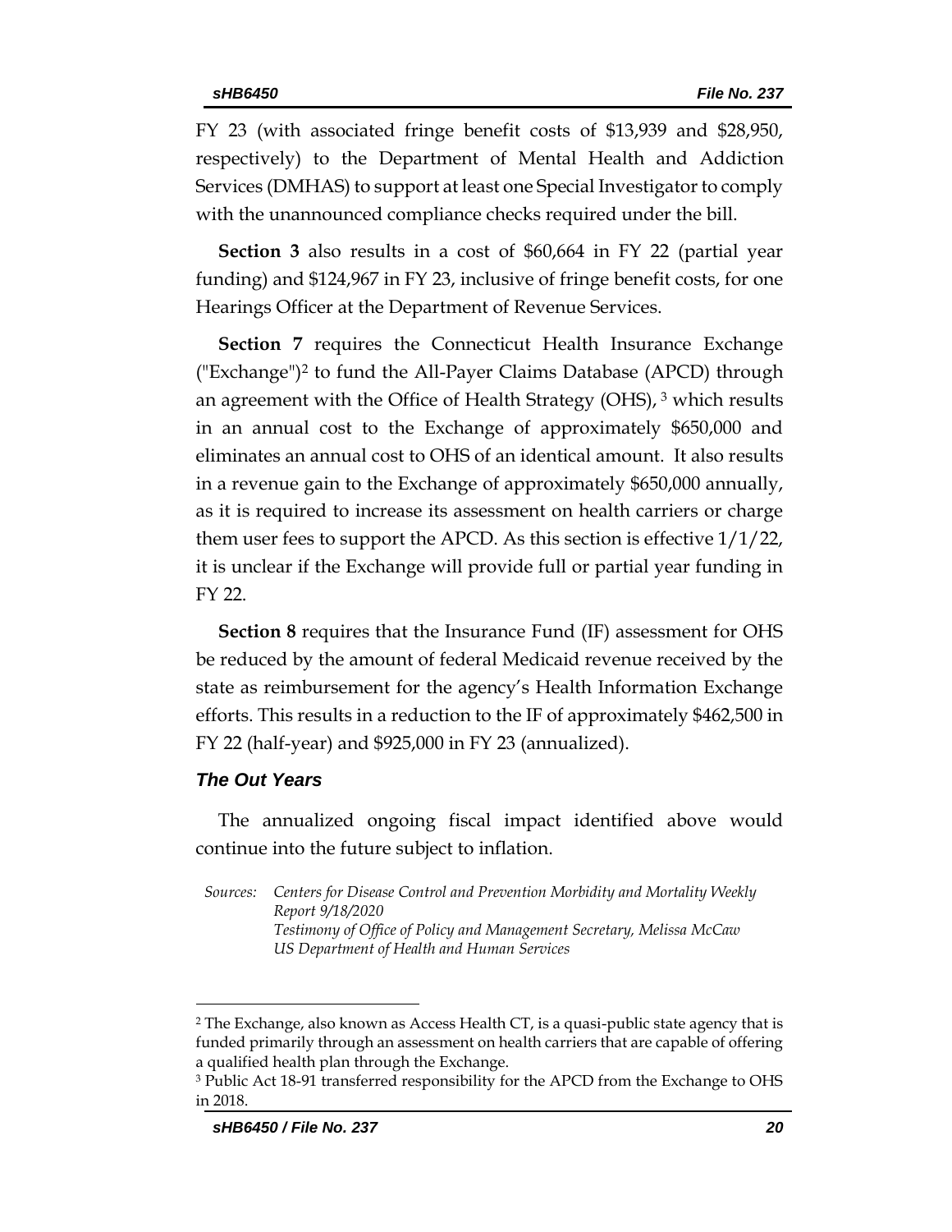FY 23 (with associated fringe benefit costs of $13,939 and $28,950, respectively) to the Department of Mental Health and Addiction Services (DMHAS) to support at least one Special Investigator to comply with the unannounced compliance checks required under the bill.

**Section 3** also results in a cost of $60,664 in FY 22 (partial year funding) and $124,967 in FY 23, inclusive of fringe benefit costs, for one Hearings Officer at the Department of Revenue Services.

**Section 7** requires the Connecticut Health Insurance Exchange ("Exchange")[2] to fund the All-Payer Claims Database (APCD) through an agreement with the Office of Health Strategy (OHS), [3] which results in an annual cost to the Exchange of approximately $650,000 and eliminates an annual cost to OHS of an identical amount. It also results in a revenue gain to the Exchange of approximately $650,000 annually, as it is required to increase its assessment on health carriers or charge them user fees to support the APCD. As this section is effective 1/1/22, it is unclear if the Exchange will provide full or partial year funding in FY 22.

**Section 8** requires that the Insurance Fund (IF) assessment for OHS be reduced by the amount of federal Medicaid revenue received by the state as reimbursement for the agency's Health Information Exchange efforts. This results in a reduction to the IF of approximately $462,500 in FY 22 (half-year) and $925,000 in FY 23 (annualized).

### *The Out Years*

The annualized ongoing fiscal impact identified above would continue into the future subject to inflation.

*Sources: Centers for Disease Control and Prevention Morbidity and Mortality Weekly Report 9/18/2020*
*Testimony of Office of Policy and Management Secretary, Melissa McCaw*
*US Department of Health and Human Services*

---

[2] The Exchange, also known as Access Health CT, is a quasi-public state agency that is funded primarily through an assessment on health carriers that are capable of offering a qualified health plan through the Exchange.

[3] Public Act 18-91 transferred responsibility for the APCD from the Exchange to OHS in 2018.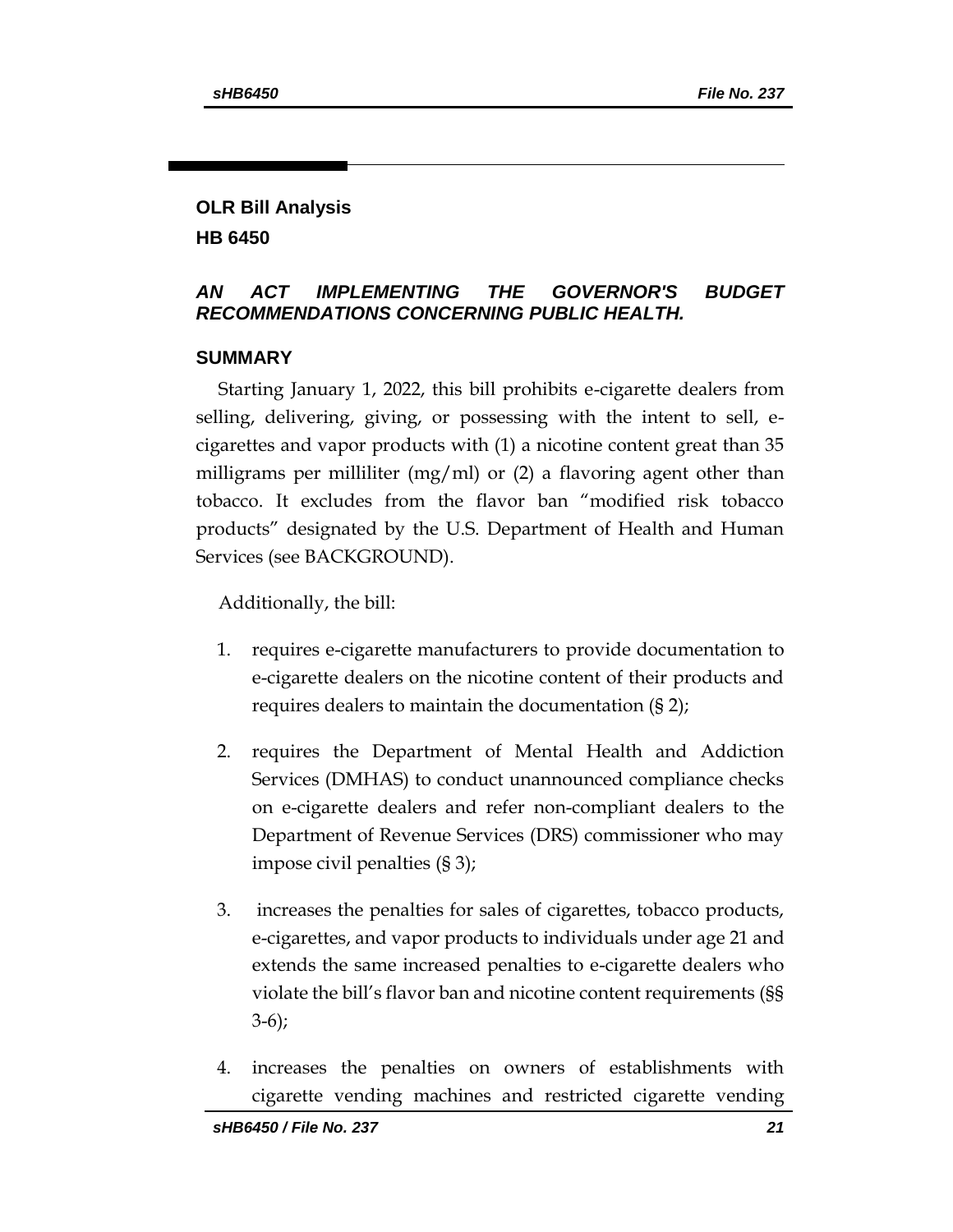# OLR Bill Analysis

## HB 6450

### *AN ACT IMPLEMENTING THE GOVERNOR'S BUDGET RECOMMENDATIONS CONCERNING PUBLIC HEALTH.*

### SUMMARY

Starting January 1, 2022, this bill prohibits e-cigarette dealers from selling, delivering, giving, or possessing with the intent to sell, e-cigarettes and vapor products with (1) a nicotine content great than 35 milligrams per milliliter (mg/ml) or (2) a flavoring agent other than tobacco. It excludes from the flavor ban "modified risk tobacco products" designated by the U.S. Department of Health and Human Services (see BACKGROUND).

Additionally, the bill:

1. requires e-cigarette manufacturers to provide documentation to e-cigarette dealers on the nicotine content of their products and requires dealers to maintain the documentation (§ 2);
2. requires the Department of Mental Health and Addiction Services (DMHAS) to conduct unannounced compliance checks on e-cigarette dealers and refer non-compliant dealers to the Department of Revenue Services (DRS) commissioner who may impose civil penalties (§ 3);
3. increases the penalties for sales of cigarettes, tobacco products, e-cigarettes, and vapor products to individuals under age 21 and extends the same increased penalties to e-cigarette dealers who violate the bill's flavor ban and nicotine content requirements (§§ 3-6);
4. increases the penalties on owners of establishments with cigarette vending machines and restricted cigarette vending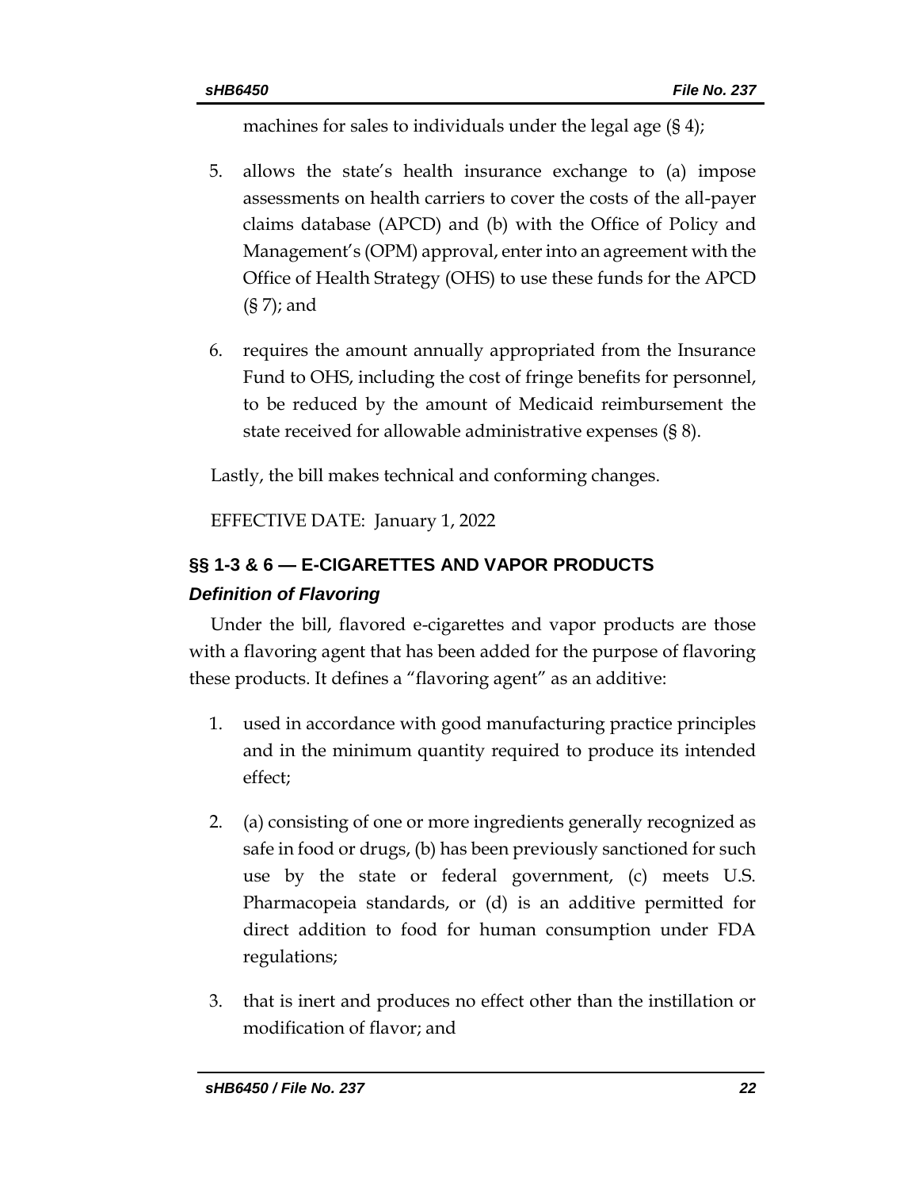machines for sales to individuals under the legal age (§ 4);

5. allows the state's health insurance exchange to (a) impose assessments on health carriers to cover the costs of the all-payer claims database (APCD) and (b) with the Office of Policy and Management's (OPM) approval, enter into an agreement with the Office of Health Strategy (OHS) to use these funds for the APCD (§ 7); and

6. requires the amount annually appropriated from the Insurance Fund to OHS, including the cost of fringe benefits for personnel, to be reduced by the amount of Medicaid reimbursement the state received for allowable administrative expenses (§ 8).

Lastly, the bill makes technical and conforming changes.

EFFECTIVE DATE: January 1, 2022

## §§ 1-3 & 6 — E-CIGARETTES AND VAPOR PRODUCTS

### *Definition of Flavoring*

Under the bill, flavored e-cigarettes and vapor products are those with a flavoring agent that has been added for the purpose of flavoring these products. It defines a "flavoring agent" as an additive:

1. used in accordance with good manufacturing practice principles and in the minimum quantity required to produce its intended effect;

2. (a) consisting of one or more ingredients generally recognized as safe in food or drugs, (b) has been previously sanctioned for such use by the state or federal government, (c) meets U.S. Pharmacopeia standards, or (d) is an additive permitted for direct addition to food for human consumption under FDA regulations;

3. that is inert and produces no effect other than the instillation or modification of flavor; and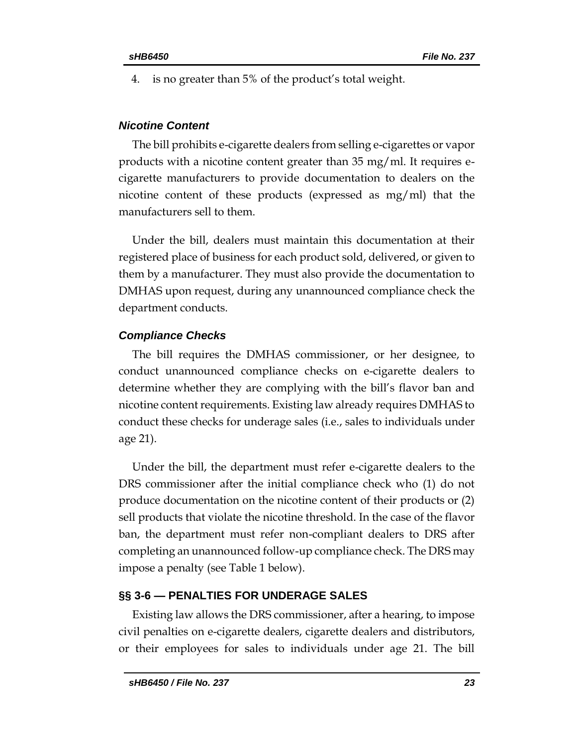4. is no greater than 5% of the product's total weight.

### *Nicotine Content*

The bill prohibits e-cigarette dealers from selling e-cigarettes or vapor products with a nicotine content greater than 35 mg/ml. It requires e-cigarette manufacturers to provide documentation to dealers on the nicotine content of these products (expressed as mg/ml) that the manufacturers sell to them.

Under the bill, dealers must maintain this documentation at their registered place of business for each product sold, delivered, or given to them by a manufacturer. They must also provide the documentation to DMHAS upon request, during any unannounced compliance check the department conducts.

### *Compliance Checks*

The bill requires the DMHAS commissioner, or her designee, to conduct unannounced compliance checks on e-cigarette dealers to determine whether they are complying with the bill's flavor ban and nicotine content requirements. Existing law already requires DMHAS to conduct these checks for underage sales (i.e., sales to individuals under age 21).

Under the bill, the department must refer e-cigarette dealers to the DRS commissioner after the initial compliance check who (1) do not produce documentation on the nicotine content of their products or (2) sell products that violate the nicotine threshold. In the case of the flavor ban, the department must refer non-compliant dealers to DRS after completing an unannounced follow-up compliance check. The DRS may impose a penalty (see Table 1 below).

## §§ 3-6 — PENALTIES FOR UNDERAGE SALES

Existing law allows the DRS commissioner, after a hearing, to impose civil penalties on e-cigarette dealers, cigarette dealers and distributors, or their employees for sales to individuals under age 21. The bill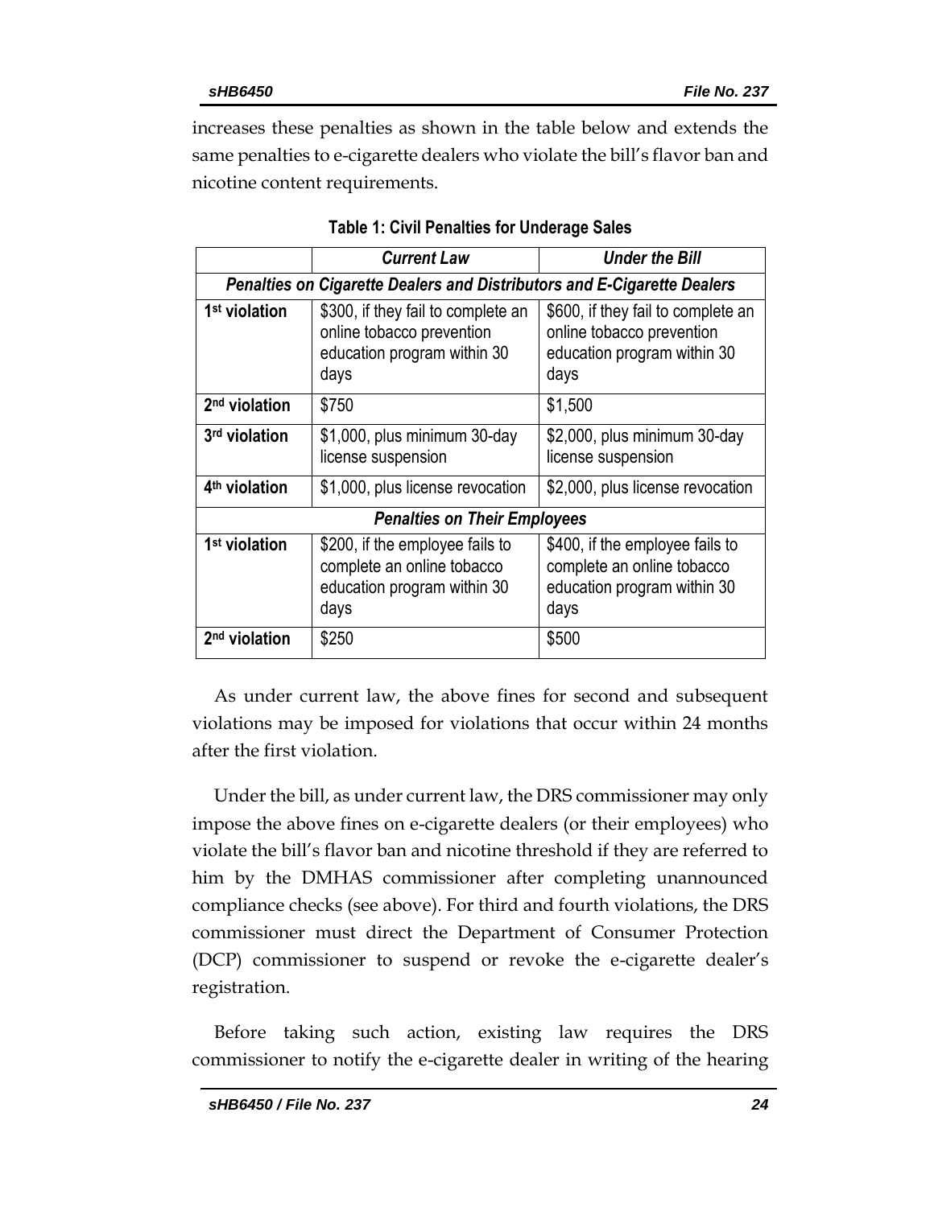increases these penalties as shown in the table below and extends the same penalties to e-cigarette dealers who violate the bill's flavor ban and nicotine content requirements.

**Table 1: Civil Penalties for Underage Sales**

| | ***Current Law*** | ***Under the Bill*** |
|---|---|---|
| ***Penalties on Cigarette Dealers and Distributors and E-Cigarette Dealers*** | | |
| **1st violation** | $300, if they fail to complete an online tobacco prevention education program within 30 days | $600, if they fail to complete an online tobacco prevention education program within 30 days |
| **2nd violation** | $750 | $1,500 |
| **3rd violation** | $1,000, plus minimum 30-day license suspension | $2,000, plus minimum 30-day license suspension |
| **4th violation** | $1,000, plus license revocation | $2,000, plus license revocation |
| ***Penalties on Their Employees*** | | |
| **1st violation** | $200, if the employee fails to complete an online tobacco education program within 30 days | $400, if the employee fails to complete an online tobacco education program within 30 days |
| **2nd violation** | $250 | $500 |

As under current law, the above fines for second and subsequent violations may be imposed for violations that occur within 24 months after the first violation.

Under the bill, as under current law, the DRS commissioner may only impose the above fines on e-cigarette dealers (or their employees) who violate the bill's flavor ban and nicotine threshold if they are referred to him by the DMHAS commissioner after completing unannounced compliance checks (see above). For third and fourth violations, the DRS commissioner must direct the Department of Consumer Protection (DCP) commissioner to suspend or revoke the e-cigarette dealer's registration.

Before taking such action, existing law requires the DRS commissioner to notify the e-cigarette dealer in writing of the hearing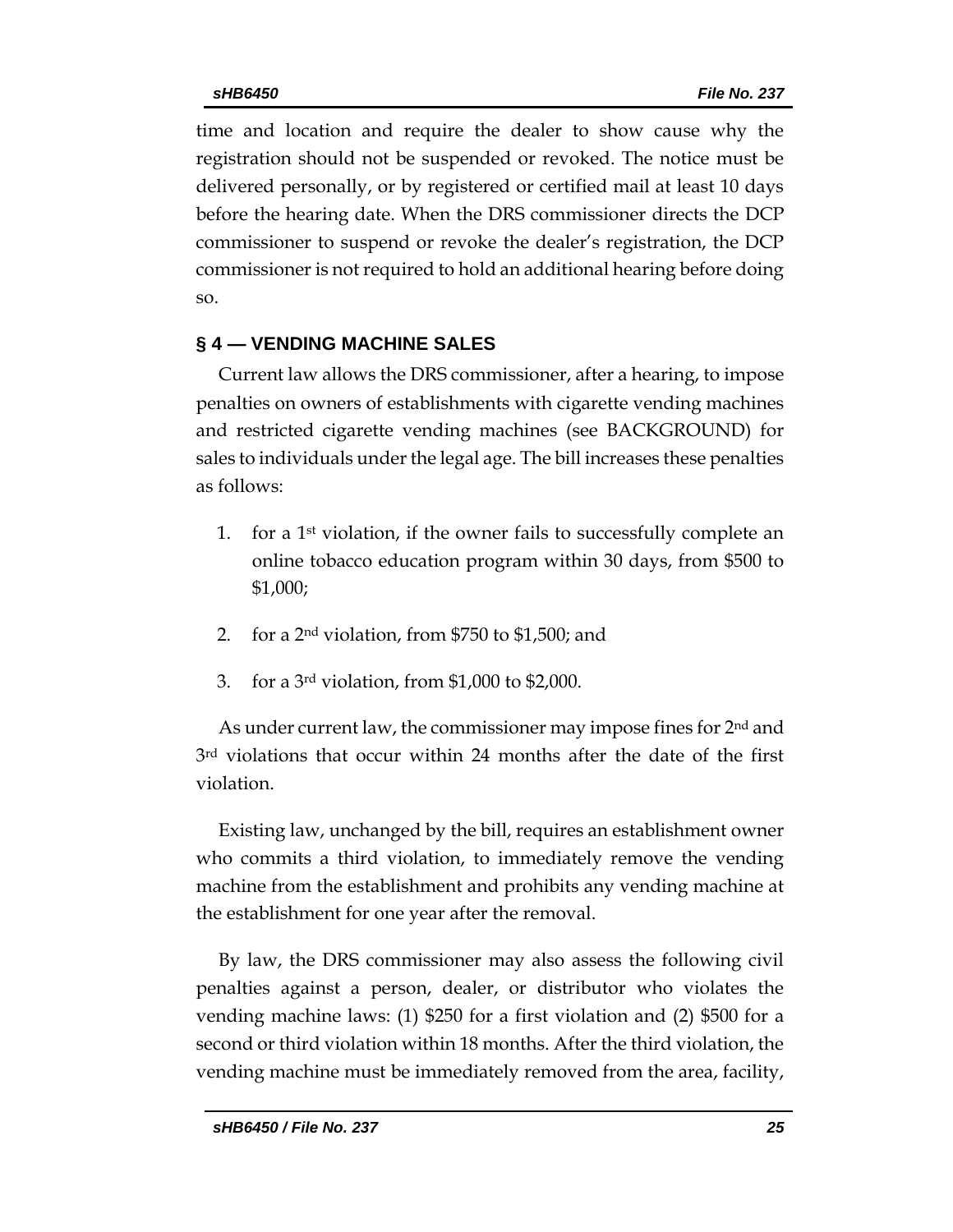time and location and require the dealer to show cause why the registration should not be suspended or revoked. The notice must be delivered personally, or by registered or certified mail at least 10 days before the hearing date. When the DRS commissioner directs the DCP commissioner to suspend or revoke the dealer's registration, the DCP commissioner is not required to hold an additional hearing before doing so.

## § 4 — VENDING MACHINE SALES

Current law allows the DRS commissioner, after a hearing, to impose penalties on owners of establishments with cigarette vending machines and restricted cigarette vending machines (see BACKGROUND) for sales to individuals under the legal age. The bill increases these penalties as follows:

1. for a 1st violation, if the owner fails to successfully complete an online tobacco education program within 30 days, from $500 to $1,000;
2. for a 2nd violation, from $750 to $1,500; and
3. for a 3rd violation, from $1,000 to $2,000.

As under current law, the commissioner may impose fines for 2nd and 3rd violations that occur within 24 months after the date of the first violation.

Existing law, unchanged by the bill, requires an establishment owner who commits a third violation, to immediately remove the vending machine from the establishment and prohibits any vending machine at the establishment for one year after the removal.

By law, the DRS commissioner may also assess the following civil penalties against a person, dealer, or distributor who violates the vending machine laws: (1) $250 for a first violation and (2) $500 for a second or third violation within 18 months. After the third violation, the vending machine must be immediately removed from the area, facility,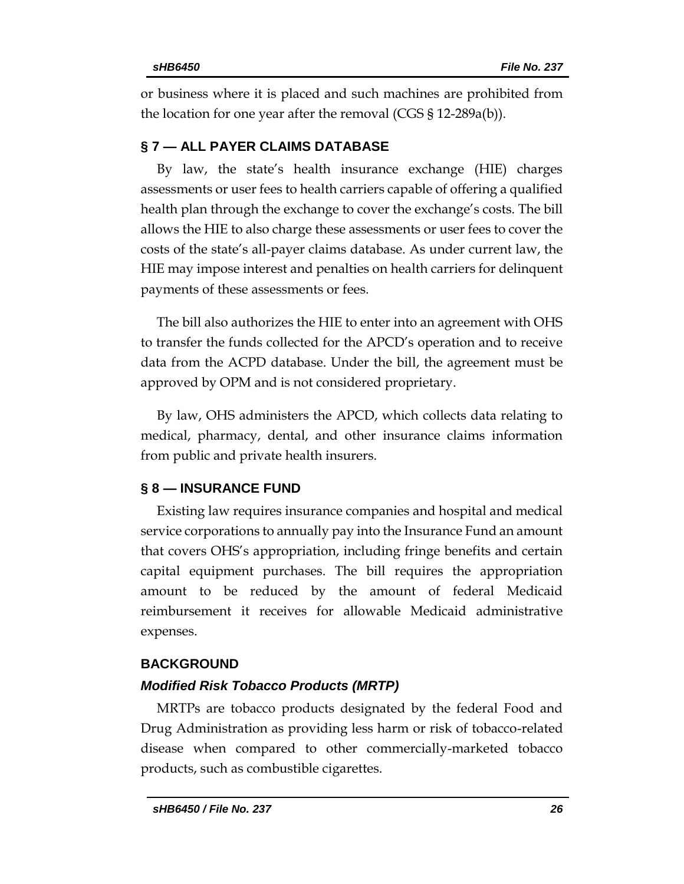or business where it is placed and such machines are prohibited from the location for one year after the removal (CGS § 12-289a(b)).

## § 7 — ALL PAYER CLAIMS DATABASE

By law, the state's health insurance exchange (HIE) charges assessments or user fees to health carriers capable of offering a qualified health plan through the exchange to cover the exchange's costs. The bill allows the HIE to also charge these assessments or user fees to cover the costs of the state's all-payer claims database. As under current law, the HIE may impose interest and penalties on health carriers for delinquent payments of these assessments or fees.

The bill also authorizes the HIE to enter into an agreement with OHS to transfer the funds collected for the APCD's operation and to receive data from the ACPD database. Under the bill, the agreement must be approved by OPM and is not considered proprietary.

By law, OHS administers the APCD, which collects data relating to medical, pharmacy, dental, and other insurance claims information from public and private health insurers.

## § 8 — INSURANCE FUND

Existing law requires insurance companies and hospital and medical service corporations to annually pay into the Insurance Fund an amount that covers OHS's appropriation, including fringe benefits and certain capital equipment purchases. The bill requires the appropriation amount to be reduced by the amount of federal Medicaid reimbursement it receives for allowable Medicaid administrative expenses.

## BACKGROUND

### *Modified Risk Tobacco Products (MRTP)*

MRTPs are tobacco products designated by the federal Food and Drug Administration as providing less harm or risk of tobacco-related disease when compared to other commercially-marketed tobacco products, such as combustible cigarettes.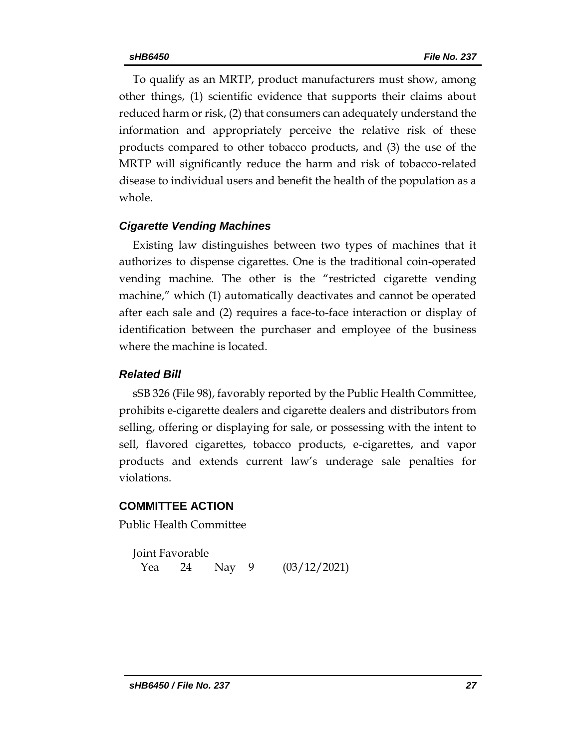To qualify as an MRTP, product manufacturers must show, among other things, (1) scientific evidence that supports their claims about reduced harm or risk, (2) that consumers can adequately understand the information and appropriately perceive the relative risk of these products compared to other tobacco products, and (3) the use of the MRTP will significantly reduce the harm and risk of tobacco-related disease to individual users and benefit the health of the population as a whole.

### *Cigarette Vending Machines*

Existing law distinguishes between two types of machines that it authorizes to dispense cigarettes. One is the traditional coin-operated vending machine. The other is the "restricted cigarette vending machine," which (1) automatically deactivates and cannot be operated after each sale and (2) requires a face-to-face interaction or display of identification between the purchaser and employee of the business where the machine is located.

### *Related Bill*

sSB 326 (File 98), favorably reported by the Public Health Committee, prohibits e-cigarette dealers and cigarette dealers and distributors from selling, offering or displaying for sale, or possessing with the intent to sell, flavored cigarettes, tobacco products, e-cigarettes, and vapor products and extends current law's underage sale penalties for violations.

## COMMITTEE ACTION

Public Health Committee

Joint Favorable
Yea 24 Nay 9 (03/12/2021)